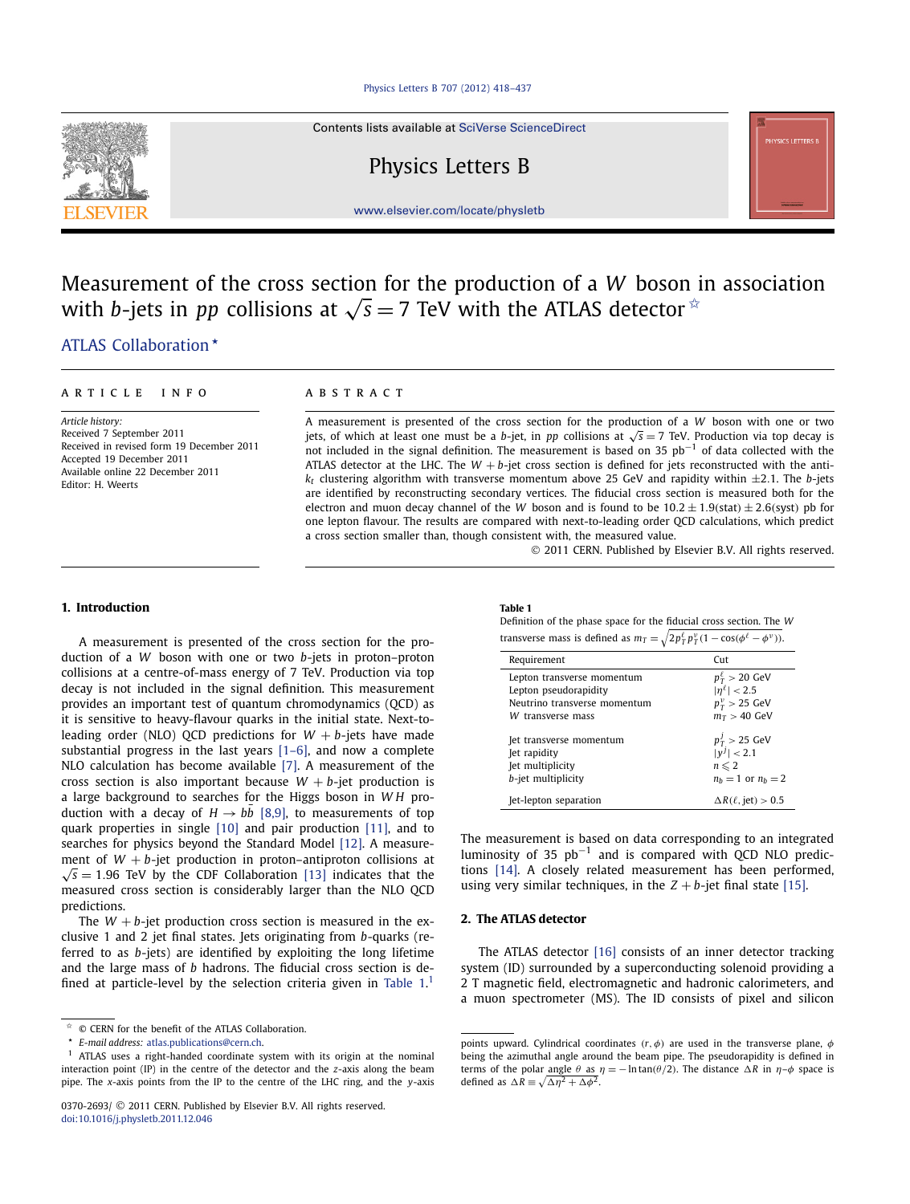Contents lists available at SciVerse ScienceDirect

Physics Letters B

www.elsevier.com/locate/physletb

# Measurement of the cross section for the production of a $W$ boson in association with $b$-jets in $pp$ collisions at $\sqrt{s} = 7$ TeV with the ATLAS detector ☆

ATLAS Collaboration ⋆

ARTICLE INFO

*Article history:*
Received 7 September 2011
Received in revised form 19 December 2011
Accepted 19 December 2011
Available online 22 December 2011
Editor: H. Weerts

ABSTRACT

A measurement is presented of the cross section for the production of a $W$ boson with one or two jets, of which at least one must be a $b$-jet, in $pp$ collisions at $\sqrt{s} = 7$ TeV. Production via top decay is not included in the signal definition. The measurement is based on 35 $\text{pb}^{-1}$ of data collected with the ATLAS detector at the LHC. The $W + b$-jet cross section is defined for jets reconstructed with the anti-$k_t$ clustering algorithm with transverse momentum above 25 GeV and rapidity within $\pm 2.1$. The $b$-jets are identified by reconstructing secondary vertices. The fiducial cross section is measured both for the electron and muon decay channel of the $W$ boson and is found to be $10.2 \pm 1.9(\text{stat}) \pm 2.6(\text{syst})$ pb for one lepton flavour. The results are compared with next-to-leading order QCD calculations, which predict a cross section smaller than, though consistent with, the measured value.

© 2011 CERN. Published by Elsevier B.V. All rights reserved.

## 1. Introduction

A measurement is presented of the cross section for the production of a $W$ boson with one or two $b$-jets in proton–proton collisions at a centre-of-mass energy of 7 TeV. Production via top decay is not included in the signal definition. This measurement provides an important test of quantum chromodynamics (QCD) as it is sensitive to heavy-flavour quarks in the initial state. Next-to-leading order (NLO) QCD predictions for $W + b$-jets have made substantial progress in the last years [1–6], and now a complete NLO calculation has become available [7]. A measurement of the cross section is also important because $W + b$-jet production is a large background to searches for the Higgs boson in $WH$ production with a decay of $H \to b\bar{b}$ [8,9], to measurements of top quark properties in single [10] and pair production [11], and to searches for physics beyond the Standard Model [12]. A measurement of $W + b$-jet production in proton–antiproton collisions at $\sqrt{s} = 1.96$ TeV by the CDF Collaboration [13] indicates that the measured cross section is considerably larger than the NLO QCD predictions.

The $W + b$-jet production cross section is measured in the exclusive 1 and 2 jet final states. Jets originating from $b$-quarks (referred to as $b$-jets) are identified by exploiting the long lifetime and the large mass of $b$ hadrons. The fiducial cross section is defined at particle-level by the selection criteria given in Table 1.[1]

**Table 1**
Definition of the phase space for the fiducial cross section. The $W$ transverse mass is defined as $m_T = \sqrt{2p_T^\ell p_T^\nu(1 - \cos(\phi^\ell - \phi^\nu))}$.

| Requirement | Cut |
|---|---|
| Lepton transverse momentum | $p_T^\ell > 20$ GeV |
| Lepton pseudorapidity | $\lvert\eta^\ell\rvert < 2.5$ |
| Neutrino transverse momentum | $p_T^\nu > 25$ GeV |
| $W$ transverse mass | $m_T > 40$ GeV |
| Jet transverse momentum | $p_T^j > 25$ GeV |
| Jet rapidity | $\lvert y^j\rvert < 2.1$ |
| Jet multiplicity | $n \leqslant 2$ |
| $b$-jet multiplicity | $n_b = 1$ or $n_b = 2$ |
| Jet-lepton separation | $\Delta R(\ell, \text{jet}) > 0.5$ |

The measurement is based on data corresponding to an integrated luminosity of 35 $\text{pb}^{-1}$ and is compared with QCD NLO predictions [14]. A closely related measurement has been performed, using very similar techniques, in the $Z + b$-jet final state [15].

## 2. The ATLAS detector

The ATLAS detector [16] consists of an inner detector tracking system (ID) surrounded by a superconducting solenoid providing a 2 T magnetic field, electromagnetic and hadronic calorimeters, and a muon spectrometer (MS). The ID consists of pixel and silicon

☆ © CERN for the benefit of the ATLAS Collaboration.

⋆ *E-mail address:* atlas.publications@cern.ch.

[1] ATLAS uses a right-handed coordinate system with its origin at the nominal interaction point (IP) in the centre of the detector and the $z$-axis along the beam pipe. The $x$-axis points from the IP to the centre of the LHC ring, and the $y$-axis points upward. Cylindrical coordinates $(r, \phi)$ are used in the transverse plane, $\phi$ being the azimuthal angle around the beam pipe. The pseudorapidity is defined in terms of the polar angle $\theta$ as $\eta = -\ln\tan(\theta/2)$. The distance $\Delta R$ in $\eta$–$\phi$ space is defined as $\Delta R \equiv \sqrt{\Delta\eta^2 + \Delta\phi^2}$.

0370-2693/ © 2011 CERN. Published by Elsevier B.V. All rights reserved.
doi:10.1016/j.physletb.2011.12.046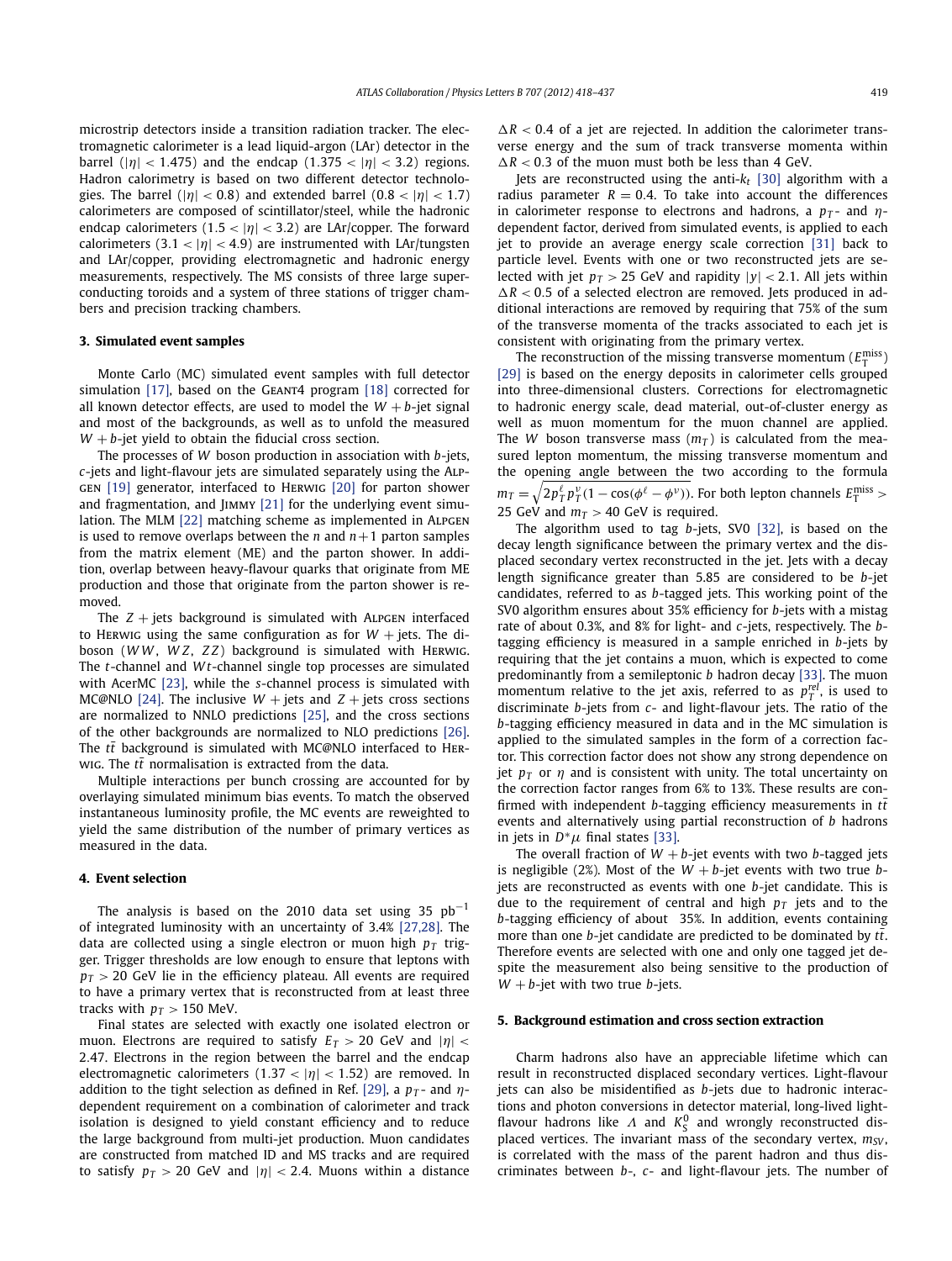microstrip detectors inside a transition radiation tracker. The electromagnetic calorimeter is a lead liquid-argon (LAr) detector in the barrel ($|\eta| < 1.475$) and the endcap ($1.375 < |\eta| < 3.2$) regions. Hadron calorimetry is based on two different detector technologies. The barrel ($|\eta| < 0.8$) and extended barrel ($0.8 < |\eta| < 1.7$) calorimeters are composed of scintillator/steel, while the hadronic endcap calorimeters ($1.5 < |\eta| < 3.2$) are LAr/copper. The forward calorimeters ($3.1 < |\eta| < 4.9$) are instrumented with LAr/tungsten and LAr/copper, providing electromagnetic and hadronic energy measurements, respectively. The MS consists of three large superconducting toroids and a system of three stations of trigger chambers and precision tracking chambers.

## 3. Simulated event samples

Monte Carlo (MC) simulated event samples with full detector simulation [17], based on the Geant4 program [18] corrected for all known detector effects, are used to model the $W + b$-jet signal and most of the backgrounds, as well as to unfold the measured $W + b$-jet yield to obtain the fiducial cross section.

The processes of $W$ boson production in association with $b$-jets, $c$-jets and light-flavour jets are simulated separately using the Alpgen [19] generator, interfaced to Herwig [20] for parton shower and fragmentation, and Jimmy [21] for the underlying event simulation. The MLM [22] matching scheme as implemented in Alpgen is used to remove overlaps between the $n$ and $n+1$ parton samples from the matrix element (ME) and the parton shower. In addition, overlap between heavy-flavour quarks that originate from ME production and those that originate from the parton shower is removed.

The $Z +$ jets background is simulated with Alpgen interfaced to Herwig using the same configuration as for $W +$ jets. The diboson ($WW$, $WZ$, $ZZ$) background is simulated with Herwig. The $t$-channel and $Wt$-channel single top processes are simulated with AcerMC [23], while the $s$-channel process is simulated with MC@NLO [24]. The inclusive $W +$ jets and $Z +$ jets cross sections are normalized to NNLO predictions [25], and the cross sections of the other backgrounds are normalized to NLO predictions [26]. The $t\bar{t}$ background is simulated with MC@NLO interfaced to Herwig. The $t\bar{t}$ normalisation is extracted from the data.

Multiple interactions per bunch crossing are accounted for by overlaying simulated minimum bias events. To match the observed instantaneous luminosity profile, the MC events are reweighted to yield the same distribution of the number of primary vertices as measured in the data.

## 4. Event selection

The analysis is based on the 2010 data set using 35 $\mathrm{pb}^{-1}$ of integrated luminosity with an uncertainty of 3.4% [27,28]. The data are collected using a single electron or muon high $p_T$ trigger. Trigger thresholds are low enough to ensure that leptons with $p_T > 20$ GeV lie in the efficiency plateau. All events are required to have a primary vertex that is reconstructed from at least three tracks with $p_T > 150$ MeV.

Final states are selected with exactly one isolated electron or muon. Electrons are required to satisfy $E_T > 20$ GeV and $|\eta| < 2.47$. Electrons in the region between the barrel and the endcap electromagnetic calorimeters ($1.37 < |\eta| < 1.52$) are removed. In addition to the tight selection as defined in Ref. [29], a $p_T$- and $\eta$-dependent requirement on a combination of calorimeter and track isolation is designed to yield constant efficiency and to reduce the large background from multi-jet production. Muon candidates are constructed from matched ID and MS tracks and are required to satisfy $p_T > 20$ GeV and $|\eta| < 2.4$. Muons within a distance $\Delta R < 0.4$ of a jet are rejected. In addition the calorimeter transverse energy and the sum of track transverse momenta within $\Delta R < 0.3$ of the muon must both be less than 4 GeV.

Jets are reconstructed using the anti-$k_t$ [30] algorithm with a radius parameter $R = 0.4$. To take into account the differences in calorimeter response to electrons and hadrons, a $p_T$- and $\eta$-dependent factor, derived from simulated events, is applied to each jet to provide an average energy scale correction [31] back to particle level. Events with one or two reconstructed jets are selected with jet $p_T > 25$ GeV and rapidity $|y| < 2.1$. All jets within $\Delta R < 0.5$ of a selected electron are removed. Jets produced in additional interactions are removed by requiring that 75% of the sum of the transverse momenta of the tracks associated to each jet is consistent with originating from the primary vertex.

The reconstruction of the missing transverse momentum ($E_{\mathrm{T}}^{\mathrm{miss}}$) [29] is based on the energy deposits in calorimeter cells grouped into three-dimensional clusters. Corrections for electromagnetic to hadronic energy scale, dead material, out-of-cluster energy as well as muon momentum for the muon channel are applied. The $W$ boson transverse mass ($m_T$) is calculated from the measured lepton momentum, the missing transverse momentum and the opening angle between the two according to the formula $m_T = \sqrt{2 p_T^{\ell} p_T^{\nu}(1 - \cos(\phi^{\ell} - \phi^{\nu}))}$. For both lepton channels $E_{\mathrm{T}}^{\mathrm{miss}} > 25$ GeV and $m_T > 40$ GeV is required.

The algorithm used to tag $b$-jets, SV0 [32], is based on the decay length significance between the primary vertex and the displaced secondary vertex reconstructed in the jet. Jets with a decay length significance greater than 5.85 are considered to be $b$-jet candidates, referred to as $b$-tagged jets. This working point of the SV0 algorithm ensures about 35% efficiency for $b$-jets with a mistag rate of about 0.3%, and 8% for light- and $c$-jets, respectively. The $b$-tagging efficiency is measured in a sample enriched in $b$-jets by requiring that the jet contains a muon, which is expected to come predominantly from a semileptonic $b$ hadron decay [33]. The muon momentum relative to the jet axis, referred to as $p_T^{rel}$, is used to discriminate $b$-jets from $c$- and light-flavour jets. The ratio of the $b$-tagging efficiency measured in data and in the MC simulation is applied to the simulated samples in the form of a correction factor. This correction factor does not show any strong dependence on jet $p_T$ or $\eta$ and is consistent with unity. The total uncertainty on the correction factor ranges from 6% to 13%. These results are confirmed with independent $b$-tagging efficiency measurements in $t\bar{t}$ events and alternatively using partial reconstruction of $b$ hadrons in jets in $D^{*}\mu$ final states [33].

The overall fraction of $W + b$-jet events with two $b$-tagged jets is negligible (2%). Most of the $W + b$-jet events with two true $b$-jets are reconstructed as events with one $b$-jet candidate. This is due to the requirement of central and high $p_T$ jets and to the $b$-tagging efficiency of about 35%. In addition, events containing more than one $b$-jet candidate are predicted to be dominated by $t\bar{t}$. Therefore events are selected with one and only one tagged jet despite the measurement also being sensitive to the production of $W + b$-jet with two true $b$-jets.

## 5. Background estimation and cross section extraction

Charm hadrons also have an appreciable lifetime which can result in reconstructed displaced secondary vertices. Light-flavour jets can also be misidentified as $b$-jets due to hadronic interactions and photon conversions in detector material, long-lived light-flavour hadrons like $\Lambda$ and $K_S^0$ and wrongly reconstructed displaced vertices. The invariant mass of the secondary vertex, $m_{SV}$, is correlated with the mass of the parent hadron and thus discriminates between $b$-, $c$- and light-flavour jets. The number of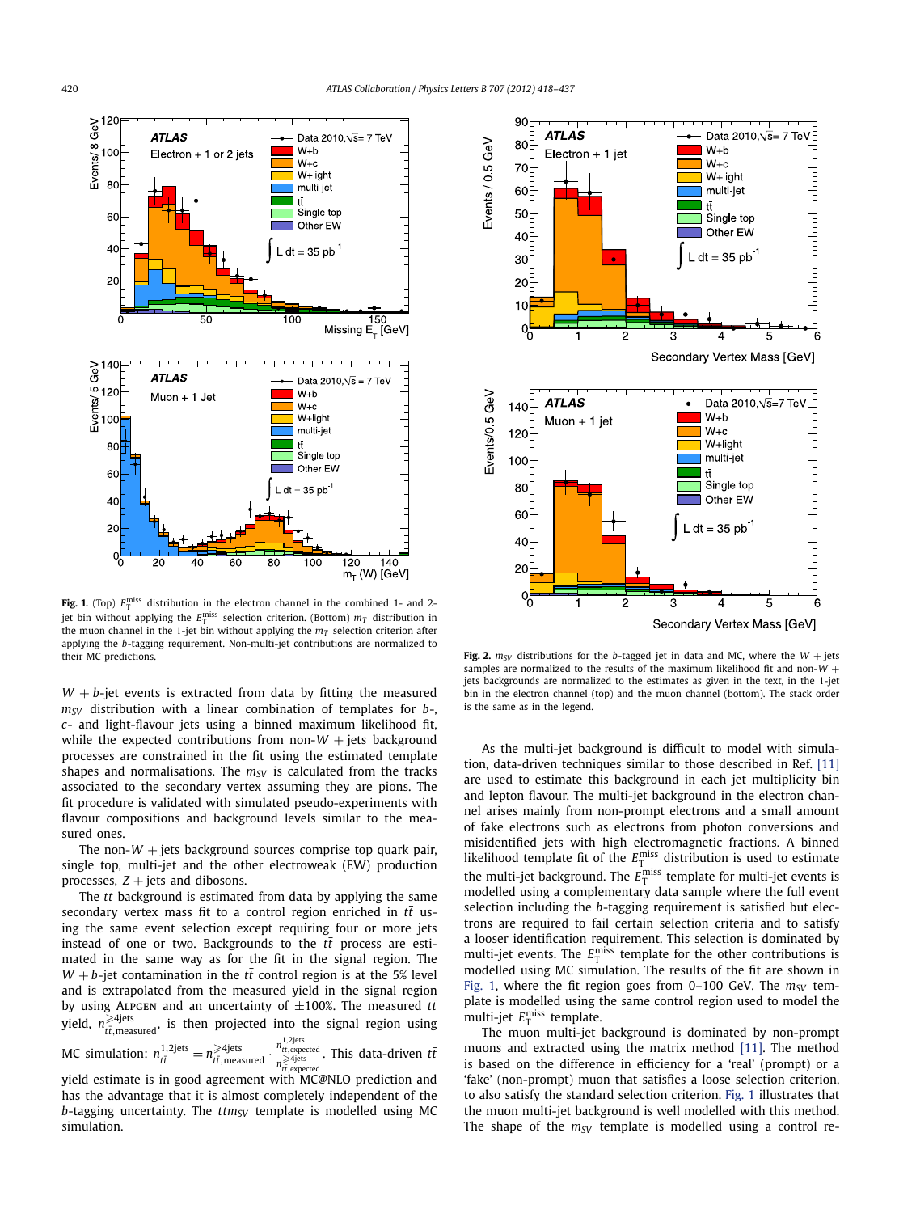**Fig. 1.** (Top) $E_T^{miss}$ distribution in the electron channel in the combined 1- and 2-jet bin without applying the $E_T^{miss}$ selection criterion. (Bottom) $m_T$ distribution in the muon channel in the 1-jet bin without applying the $m_T$ selection criterion after applying the $b$-tagging requirement. Non-multi-jet contributions are normalized to their MC predictions.

**Fig. 2.** $m_{SV}$ distributions for the $b$-tagged jet in data and MC, where the $W$ + jets samples are normalized to the results of the maximum likelihood fit and non-$W$ + jets backgrounds are normalized to the estimates as given in the text, in the 1-jet bin in the electron channel (top) and the muon channel (bottom). The stack order is the same as in the legend.

$W + b$-jet events is extracted from data by fitting the measured $m_{SV}$ distribution with a linear combination of templates for $b$-, $c$- and light-flavour jets using a binned maximum likelihood fit, while the expected contributions from non-$W$ + jets background processes are constrained in the fit using the estimated template shapes and normalisations. The $m_{SV}$ is calculated from the tracks associated to the secondary vertex assuming they are pions. The fit procedure is validated with simulated pseudo-experiments with flavour compositions and background levels similar to the measured ones.

The non-$W$ + jets background sources comprise top quark pair, single top, multi-jet and the other electroweak (EW) production processes, $Z$ + jets and dibosons.

The $t\bar{t}$ background is estimated from data by applying the same secondary vertex mass fit to a control region enriched in $t\bar{t}$ using the same event selection except requiring four or more jets instead of one or two. Backgrounds to the $t\bar{t}$ process are estimated in the same way as for the fit in the signal region. The $W + b$-jet contamination in the $t\bar{t}$ control region is at the 5% level and is extrapolated from the measured yield in the signal region by using ALPGEN and an uncertainty of $\pm 100\%$. The measured $t\bar{t}$ yield, $n^{\geqslant 4\text{jets}}_{t\bar{t},\text{measured}}$, is then projected into the signal region using MC simulation: $n^{1,2\text{jets}}_{t\bar{t}} = n^{\geqslant 4\text{jets}}_{t\bar{t},\text{measured}} \cdot \frac{n^{1,2\text{jets}}_{t\bar{t},\text{expected}}}{n^{\geqslant 4\text{jets}}_{t\bar{t},\text{expected}}}$. This data-driven $t\bar{t}$ yield estimate is in good agreement with MC@NLO prediction and has the advantage that it is almost completely independent of the $b$-tagging uncertainty. The $t\bar{t} m_{SV}$ template is modelled using MC simulation.

As the multi-jet background is difficult to model with simulation, data-driven techniques similar to those described in Ref. [11] are used to estimate this background in each jet multiplicity bin and lepton flavour. The multi-jet background in the electron channel arises mainly from non-prompt electrons and a small amount of fake electrons such as electrons from photon conversions and misidentified jets with high electromagnetic fractions. A binned likelihood template fit of the $E_T^{miss}$ distribution is used to estimate the multi-jet background. The $E_T^{miss}$ template for multi-jet events is modelled using a complementary data sample where the full event selection including the $b$-tagging requirement is satisfied but electrons are required to fail certain selection criteria and to satisfy a looser identification requirement. This selection is dominated by multi-jet events. The $E_T^{miss}$ template for the other contributions is modelled using MC simulation. The results of the fit are shown in Fig. 1, where the fit region goes from 0–100 GeV. The $m_{SV}$ template is modelled using the same control region used to model the multi-jet $E_T^{miss}$ template.

The muon multi-jet background is dominated by non-prompt muons and extracted using the matrix method [11]. The method is based on the difference in efficiency for a 'real' (prompt) or a 'fake' (non-prompt) muon that satisfies a loose selection criterion, to also satisfy the standard selection criterion. Fig. 1 illustrates that the muon multi-jet background is well modelled with this method. The shape of the $m_{SV}$ template is modelled using a control re-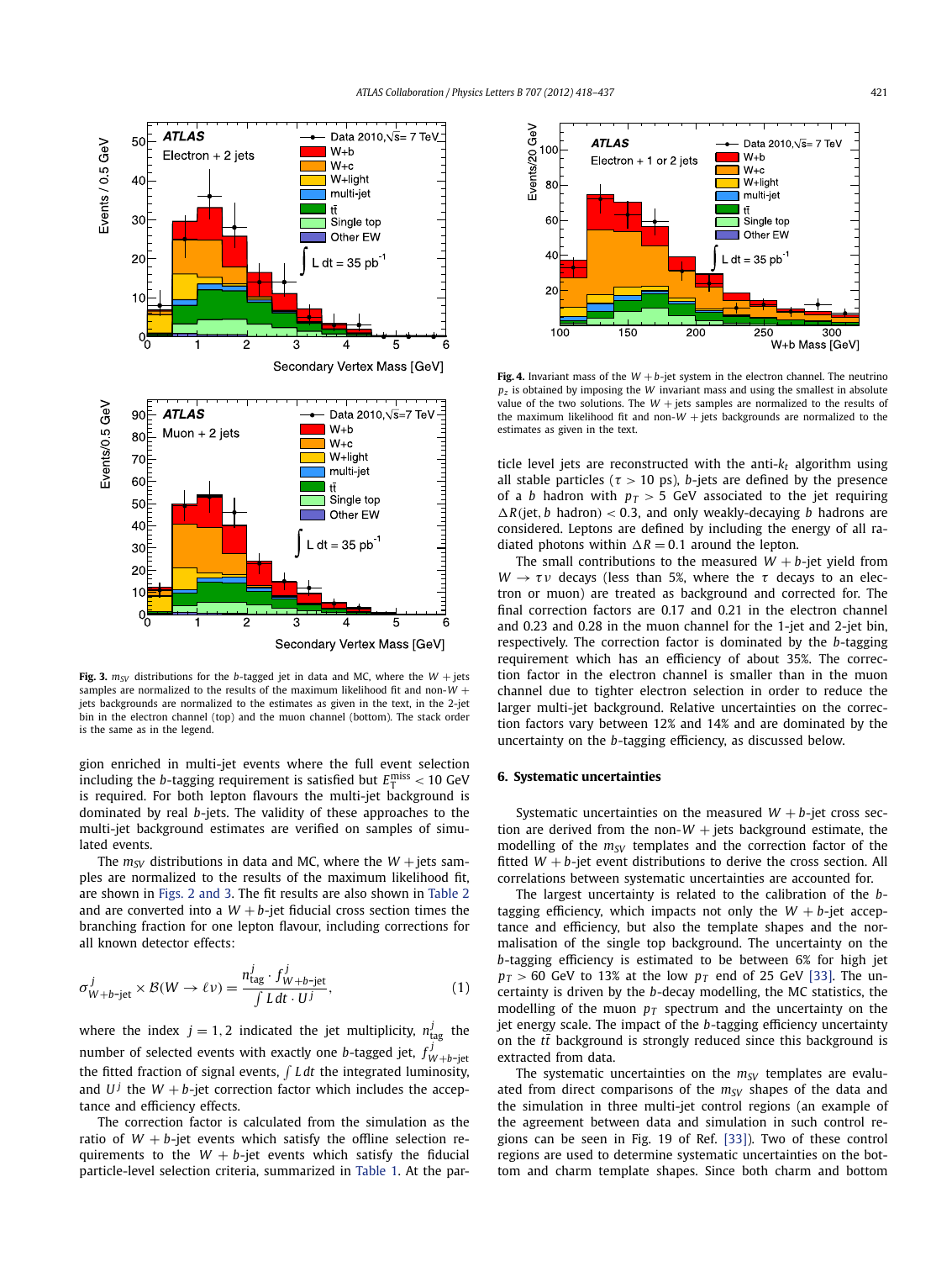**Fig. 3.** $m_{SV}$ distributions for the $b$-tagged jet in data and MC, where the $W$ + jets samples are normalized to the results of the maximum likelihood fit and non-$W$ + jets backgrounds are normalized to the estimates as given in the text, in the 2-jet bin in the electron channel (top) and the muon channel (bottom). The stack order is the same as in the legend.

**Fig. 4.** Invariant mass of the $W + b$-jet system in the electron channel. The neutrino $p_z$ is obtained by imposing the $W$ invariant mass and using the smallest in absolute value of the two solutions. The $W$ + jets samples are normalized to the results of the maximum likelihood fit and non-$W$ + jets backgrounds are normalized to the estimates as given in the text.

gion enriched in multi-jet events where the full event selection including the $b$-tagging requirement is satisfied but $E_T^{miss} < 10$ GeV is required. For both lepton flavours the multi-jet background is dominated by real $b$-jets. The validity of these approaches to the multi-jet background estimates are verified on samples of simulated events.

The $m_{SV}$ distributions in data and MC, where the $W$ + jets samples are normalized to the results of the maximum likelihood fit, are shown in Figs. 2 and 3. The fit results are also shown in Table 2 and are converted into a $W + b$-jet fiducial cross section times the branching fraction for one lepton flavour, including corrections for all known detector effects:

$$\sigma^j_{W+b\text{-jet}} \times \mathcal{B}(W \to \ell\nu) = \frac{n^j_{\text{tag}} \cdot f^j_{W+b\text{-jet}}}{\int L\,dt \cdot U^j}, \tag{1}$$

where the index $j = 1, 2$ indicated the jet multiplicity, $n^j_{\text{tag}}$ the number of selected events with exactly one $b$-tagged jet, $f^j_{W+b\text{-jet}}$ the fitted fraction of signal events, $\int L\,dt$ the integrated luminosity, and $U^j$ the $W + b$-jet correction factor which includes the acceptance and efficiency effects.

The correction factor is calculated from the simulation as the ratio of $W + b$-jet events which satisfy the offline selection requirements to the $W + b$-jet events which satisfy the fiducial particle-level selection criteria, summarized in Table 1. At the particle level jets are reconstructed with the anti-$k_t$ algorithm using all stable particles ($\tau > 10$ ps), $b$-jets are defined by the presence of a $b$ hadron with $p_T > 5$ GeV associated to the jet requiring $\Delta R(\text{jet}, b\ \text{hadron}) < 0.3$, and only weakly-decaying $b$ hadrons are considered. Leptons are defined by including the energy of all radiated photons within $\Delta R = 0.1$ around the lepton.

The small contributions to the measured $W + b$-jet yield from $W \to \tau\nu$ decays (less than 5%, where the $\tau$ decays to an electron or muon) are treated as background and corrected for. The final correction factors are 0.17 and 0.21 in the electron channel and 0.23 and 0.28 in the muon channel for the 1-jet and 2-jet bin, respectively. The correction factor is dominated by the $b$-tagging requirement which has an efficiency of about 35%. The correction factor in the electron channel is smaller than in the muon channel due to tighter electron selection in order to reduce the larger multi-jet background. Relative uncertainties on the correction factors vary between 12% and 14% and are dominated by the uncertainty on the $b$-tagging efficiency, as discussed below.

## 6. Systematic uncertainties

Systematic uncertainties on the measured $W + b$-jet cross section are derived from the non-$W$ + jets background estimate, the modelling of the $m_{SV}$ templates and the correction factor of the fitted $W + b$-jet event distributions to derive the cross section. All correlations between systematic uncertainties are accounted for.

The largest uncertainty is related to the calibration of the $b$-tagging efficiency, which impacts not only the $W + b$-jet acceptance and efficiency, but also the template shapes and the normalisation of the single top background. The uncertainty on the $b$-tagging efficiency is estimated to be between 6% for high jet $p_T > 60$ GeV to 13% at the low $p_T$ end of 25 GeV [33]. The uncertainty is driven by the $b$-decay modelling, the MC statistics, the modelling of the muon $p_T$ spectrum and the uncertainty on the jet energy scale. The impact of the $b$-tagging efficiency uncertainty on the $t\bar{t}$ background is strongly reduced since this background is extracted from data.

The systematic uncertainties on the $m_{SV}$ templates are evaluated from direct comparisons of the $m_{SV}$ shapes of the data and the simulation in three multi-jet control regions (an example of the agreement between data and simulation in such control regions can be seen in Fig. 19 of Ref. [33]). Two of these control regions are used to determine systematic uncertainties on the bottom and charm template shapes. Since both charm and bottom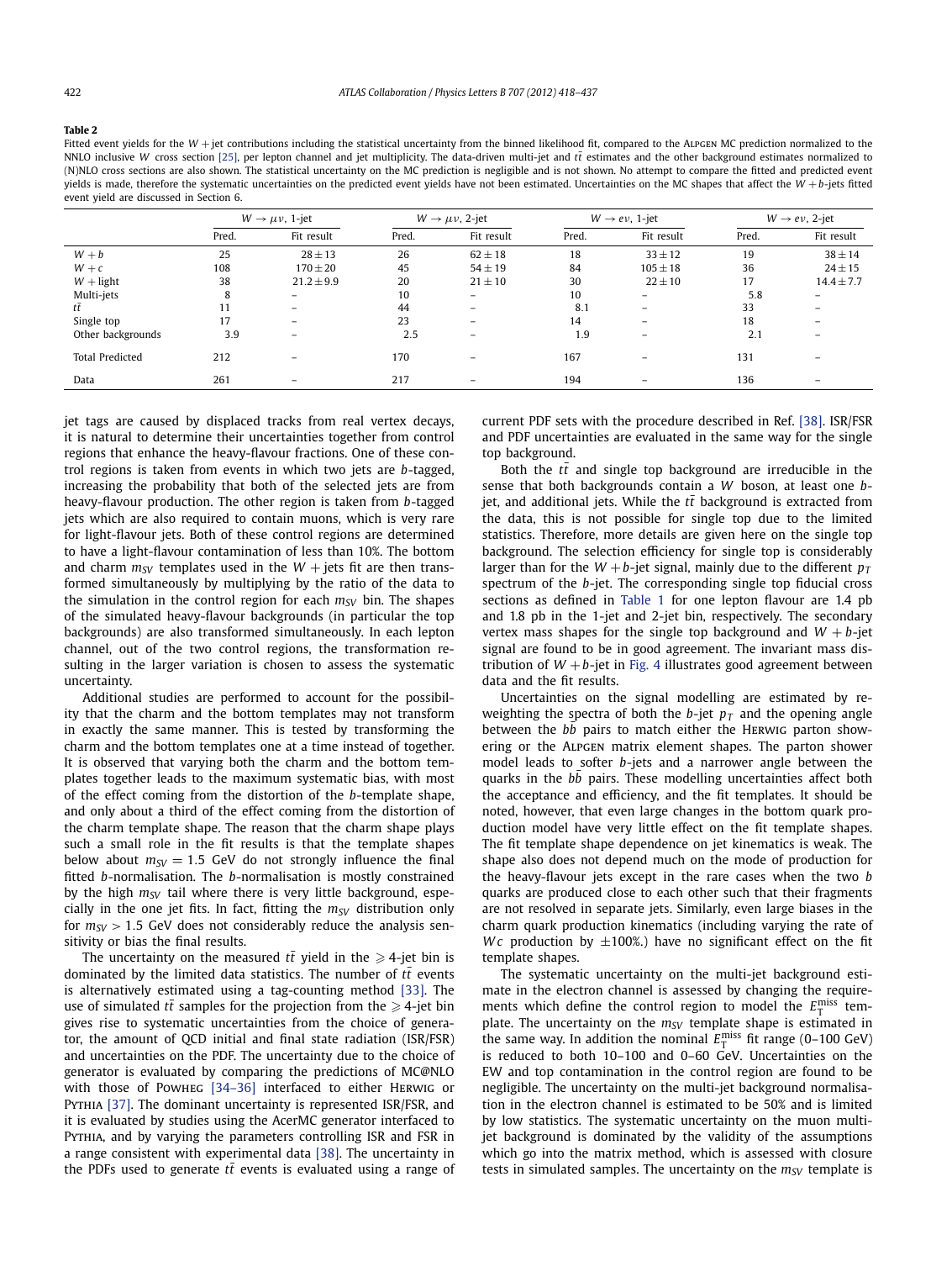**Table 2**

Fitted event yields for the $W$ + jet contributions including the statistical uncertainty from the binned likelihood fit, compared to the ALPGEN MC prediction normalized to the NNLO inclusive $W$ cross section [25], per lepton channel and jet multiplicity. The data-driven multi-jet and $t\bar{t}$ estimates and the other background estimates normalized to (N)NLO cross sections are also shown. The statistical uncertainty on the MC prediction is negligible and is not shown. No attempt to compare the fitted and predicted event yields is made, therefore the systematic uncertainties on the predicted event yields have not been estimated. Uncertainties on the MC shapes that affect the $W + b$-jets fitted event yield are discussed in Section 6.

| | $W \to \mu\nu$, 1-jet | | $W \to \mu\nu$, 2-jet | | $W \to e\nu$, 1-jet | | $W \to e\nu$, 2-jet | |
|---|---|---|---|---|---|---|---|---|
| | Pred. | Fit result | Pred. | Fit result | Pred. | Fit result | Pred. | Fit result |
| $W + b$ | 25 | $28 \pm 13$ | 26 | $62 \pm 18$ | 18 | $33 \pm 12$ | 19 | $38 \pm 14$ |
| $W + c$ | 108 | $170 \pm 20$ | 45 | $54 \pm 19$ | 84 | $105 \pm 18$ | 36 | $24 \pm 15$ |
| $W$ + light | 38 | $21.2 \pm 9.9$ | 20 | $21 \pm 10$ | 30 | $22 \pm 10$ | 17 | $14.4 \pm 7.7$ |
| Multi-jets | 8 | – | 10 | – | 10 | – | 5.8 | – |
| $t\bar{t}$ | 11 | – | 44 | – | 8.1 | – | 33 | – |
| Single top | 17 | – | 23 | – | 14 | – | 18 | – |
| Other backgrounds | 3.9 | – | 2.5 | – | 1.9 | – | 2.1 | – |
| Total Predicted | 212 | – | 170 | – | 167 | – | 131 | – |
| Data | 261 | – | 217 | – | 194 | – | 136 | – |

jet tags are caused by displaced tracks from real vertex decays, it is natural to determine their uncertainties together from control regions that enhance the heavy-flavour fractions. One of these control regions is taken from events in which two jets are $b$-tagged, increasing the probability that both of the selected jets are from heavy-flavour production. The other region is taken from $b$-tagged jets which are also required to contain muons, which is very rare for light-flavour jets. Both of these control regions are determined to have a light-flavour contamination of less than 10%. The bottom and charm $m_{SV}$ templates used in the $W$ + jets fit are then transformed simultaneously by multiplying by the ratio of the data to the simulation in the control region for each $m_{SV}$ bin. The shapes of the simulated heavy-flavour backgrounds (in particular the top backgrounds) are also transformed simultaneously. In each lepton channel, out of the two control regions, the transformation resulting in the larger variation is chosen to assess the systematic uncertainty.

Additional studies are performed to account for the possibility that the charm and the bottom templates may not transform in exactly the same manner. This is tested by transforming the charm and the bottom templates one at a time instead of together. It is observed that varying both the charm and the bottom templates together leads to the maximum systematic bias, with most of the effect coming from the distortion of the $b$-template shape, and only about a third of the effect coming from the distortion of the charm template shape. The reason that the charm shape plays such a small role in the fit results is that the template shapes below about $m_{SV} = 1.5$ GeV do not strongly influence the final fitted $b$-normalisation. The $b$-normalisation is mostly constrained by the high $m_{SV}$ tail where there is very little background, especially in the one jet fits. In fact, fitting the $m_{SV}$ distribution only for $m_{SV} > 1.5$ GeV does not considerably reduce the analysis sensitivity or bias the final results.

The uncertainty on the measured $t\bar{t}$ yield in the $\geqslant 4$-jet bin is dominated by the limited data statistics. The number of $t\bar{t}$ events is alternatively estimated using a tag-counting method [33]. The use of simulated $t\bar{t}$ samples for the projection from the $\geqslant 4$-jet bin gives rise to systematic uncertainties from the choice of generator, the amount of QCD initial and final state radiation (ISR/FSR) and uncertainties on the PDF. The uncertainty due to the choice of generator is evaluated by comparing the predictions of MC@NLO with those of POWHEG [34–36] interfaced to either HERWIG or PYTHIA [37]. The dominant uncertainty is represented ISR/FSR, and it is evaluated by studies using the AcerMC generator interfaced to PYTHIA, and by varying the parameters controlling ISR and FSR in a range consistent with experimental data [38]. The uncertainty in the PDFs used to generate $t\bar{t}$ events is evaluated using a range of current PDF sets with the procedure described in Ref. [38]. ISR/FSR and PDF uncertainties are evaluated in the same way for the single top background.

Both the $t\bar{t}$ and single top background are irreducible in the sense that both backgrounds contain a $W$ boson, at least one $b$-jet, and additional jets. While the $t\bar{t}$ background is extracted from the data, this is not possible for single top due to the limited statistics. Therefore, more details are given here on the single top background. The selection efficiency for single top is considerably larger than for the $W + b$-jet signal, mainly due to the different $p_T$ spectrum of the $b$-jet. The corresponding single top fiducial cross sections as defined in Table 1 for one lepton flavour are 1.4 pb and 1.8 pb in the 1-jet and 2-jet bin, respectively. The secondary vertex mass shapes for the single top background and $W + b$-jet signal are found to be in good agreement. The invariant mass distribution of $W + b$-jet in Fig. 4 illustrates good agreement between data and the fit results.

Uncertainties on the signal modelling are estimated by re-weighting the spectra of both the $b$-jet $p_T$ and the opening angle between the $b\bar{b}$ pairs to match either the HERWIG parton showering or the ALPGEN matrix element shapes. The parton shower model leads to softer $b$-jets and a narrower angle between the quarks in the $b\bar{b}$ pairs. These modelling uncertainties affect both the acceptance and efficiency, and the fit templates. It should be noted, however, that even large changes in the bottom quark production model have very little effect on the fit template shapes. The fit template shape dependence on jet kinematics is weak. The shape also does not depend much on the mode of production for the heavy-flavour jets except in the rare cases when the two $b$ quarks are produced close to each other such that their fragments are not resolved in separate jets. Similarly, even large biases in the charm quark production kinematics (including varying the rate of $Wc$ production by $\pm 100\%$.) have no significant effect on the fit template shapes.

The systematic uncertainty on the multi-jet background estimate in the electron channel is assessed by changing the requirements which define the control region to model the $E_{\mathrm{T}}^{\mathrm{miss}}$ template. The uncertainty on the $m_{SV}$ template shape is estimated in the same way. In addition the nominal $E_{\mathrm{T}}^{\mathrm{miss}}$ fit range (0–100 GeV) is reduced to both 10–100 and 0–60 GeV. Uncertainties on the EW and top contamination in the control region are found to be negligible. The uncertainty on the multi-jet background normalisation in the electron channel is estimated to be 50% and is limited by low statistics. The systematic uncertainty on the muon multi-jet background is dominated by the validity of the assumptions which go into the matrix method, which is assessed with closure tests in simulated samples. The uncertainty on the $m_{SV}$ template is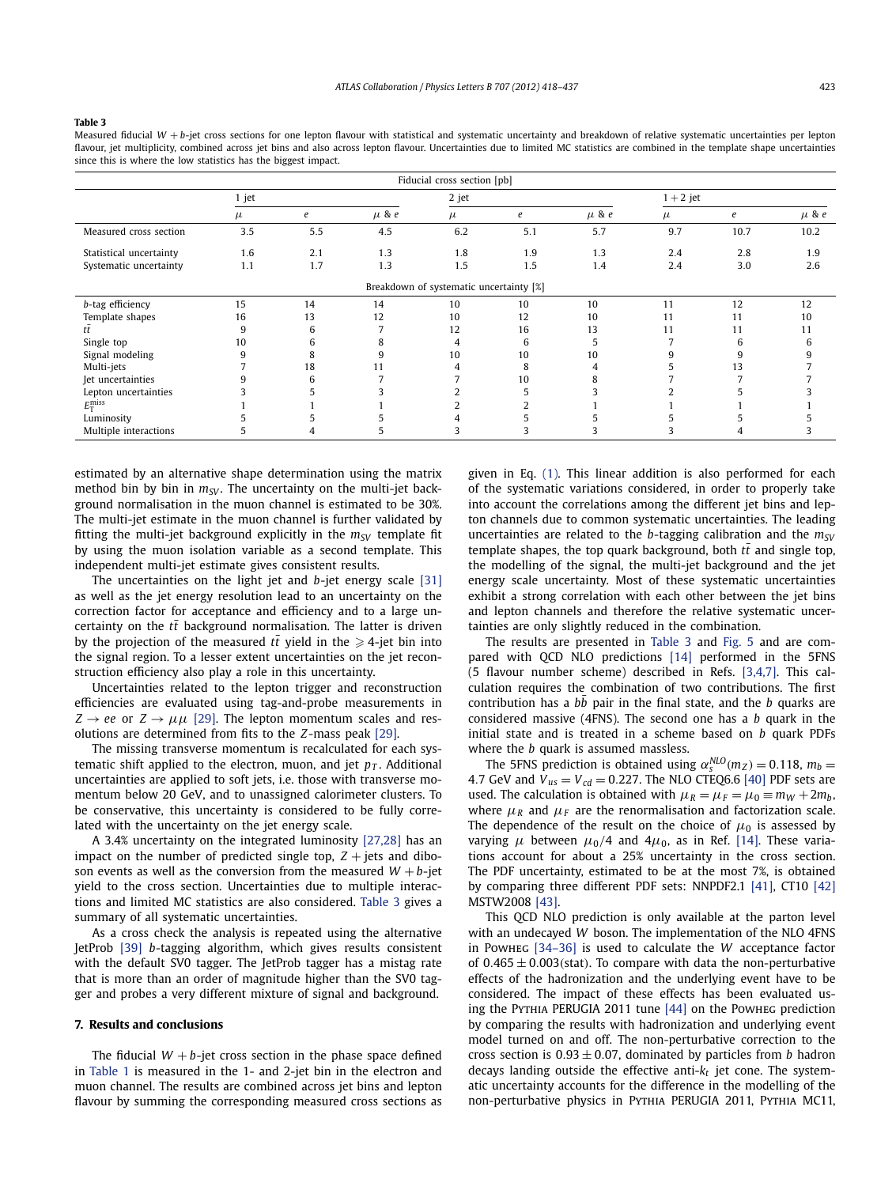**Table 3**

Measured fiducial $W + b$-jet cross sections for one lepton flavour with statistical and systematic uncertainty and breakdown of relative systematic uncertainties per lepton flavour, jet multiplicity, combined across jet bins and also across lepton flavour. Uncertainties due to limited MC statistics are combined in the template shape uncertainties since this is where the low statistics has the biggest impact.

| | Fiducial cross section [pb] | | | | | | | | |
|---|---|---|---|---|---|---|---|---|---|
| | 1 jet | | | 2 jet | | | 1 + 2 jet | | |
| | $\mu$ | $e$ | $\mu$ & $e$ | $\mu$ | $e$ | $\mu$ & $e$ | $\mu$ | $e$ | $\mu$ & $e$ |
| Measured cross section | 3.5 | 5.5 | 4.5 | 6.2 | 5.1 | 5.7 | 9.7 | 10.7 | 10.2 |
| Statistical uncertainty | 1.6 | 2.1 | 1.3 | 1.8 | 1.9 | 1.3 | 2.4 | 2.8 | 1.9 |
| Systematic uncertainty | 1.1 | 1.7 | 1.3 | 1.5 | 1.5 | 1.4 | 2.4 | 3.0 | 2.6 |
| | Breakdown of systematic uncertainty [%] | | | | | | | | |
| $b$-tag efficiency | 15 | 14 | 14 | 10 | 10 | 10 | 11 | 12 | 12 |
| Template shapes | 16 | 13 | 12 | 10 | 12 | 10 | 11 | 11 | 10 |
| $t\bar{t}$ | 9 | 6 | 7 | 12 | 16 | 13 | 11 | 11 | 11 |
| Single top | 10 | 6 | 8 | 4 | 6 | 5 | 7 | 6 | 6 |
| Signal modeling | 9 | 8 | 9 | 10 | 10 | 10 | 9 | 9 | 9 |
| Multi-jets | 7 | 18 | 11 | 4 | 8 | 4 | 5 | 13 | 7 |
| Jet uncertainties | 9 | 6 | 7 | 7 | 10 | 8 | 7 | 7 | 7 |
| Lepton uncertainties | 3 | 5 | 3 | 2 | 5 | 3 | 2 | 5 | 3 |
| $E_T^{miss}$ | 1 | 1 | 1 | 2 | 2 | 1 | 1 | 1 | 1 |
| Luminosity | 5 | 5 | 5 | 4 | 5 | 5 | 5 | 5 | 5 |
| Multiple interactions | 5 | 4 | 5 | 3 | 3 | 3 | 3 | 4 | 3 |

estimated by an alternative shape determination using the matrix method bin by bin in $m_{SV}$. The uncertainty on the multi-jet background normalisation in the muon channel is estimated to be 30%. The multi-jet estimate in the muon channel is further validated by fitting the multi-jet background explicitly in the $m_{SV}$ template fit by using the muon isolation variable as a second template. This independent multi-jet estimate gives consistent results.

The uncertainties on the light jet and $b$-jet energy scale [31] as well as the jet energy resolution lead to an uncertainty on the correction factor for acceptance and efficiency and to a large uncertainty on the $t\bar{t}$ background normalisation. The latter is driven by the projection of the measured $t\bar{t}$ yield in the $\geqslant 4$-jet bin into the signal region. To a lesser extent uncertainties on the jet reconstruction efficiency also play a role in this uncertainty.

Uncertainties related to the lepton trigger and reconstruction efficiencies are evaluated using tag-and-probe measurements in $Z \to ee$ or $Z \to \mu\mu$ [29]. The lepton momentum scales and resolutions are determined from fits to the $Z$-mass peak [29].

The missing transverse momentum is recalculated for each systematic shift applied to the electron, muon, and jet $p_T$. Additional uncertainties are applied to soft jets, i.e. those with transverse momentum below 20 GeV, and to unassigned calorimeter clusters. To be conservative, this uncertainty is considered to be fully correlated with the uncertainty on the jet energy scale.

A 3.4% uncertainty on the integrated luminosity [27,28] has an impact on the number of predicted single top, $Z$ + jets and diboson events as well as the conversion from the measured $W + b$-jet yield to the cross section. Uncertainties due to multiple interactions and limited MC statistics are also considered. Table 3 gives a summary of all systematic uncertainties.

As a cross check the analysis is repeated using the alternative JetProb [39] $b$-tagging algorithm, which gives results consistent with the default SV0 tagger. The JetProb tagger has a mistag rate that is more than an order of magnitude higher than the SV0 tagger and probes a very different mixture of signal and background.

## 7. Results and conclusions

The fiducial $W + b$-jet cross section in the phase space defined in Table 1 is measured in the 1- and 2-jet bin in the electron and muon channel. The results are combined across jet bins and lepton flavour by summing the corresponding measured cross sections as given in Eq. (1). This linear addition is also performed for each of the systematic variations considered, in order to properly take into account the correlations among the different jet bins and lepton channels due to common systematic uncertainties. The leading uncertainties are related to the $b$-tagging calibration and the $m_{SV}$ template shapes, the top quark background, both $t\bar{t}$ and single top, the modelling of the signal, the multi-jet background and the jet energy scale uncertainty. Most of these systematic uncertainties exhibit a strong correlation with each other between the jet bins and lepton channels and therefore the relative systematic uncertainties are only slightly reduced in the combination.

The results are presented in Table 3 and Fig. 5 and are compared with QCD NLO predictions [14] performed in the 5FNS (5 flavour number scheme) described in Refs. [3,4,7]. This calculation requires the combination of two contributions. The first contribution has a $b\bar{b}$ pair in the final state, and the $b$ quarks are considered massive (4FNS). The second one has a $b$ quark in the initial state and is treated in a scheme based on $b$ quark PDFs where the $b$ quark is assumed massless.

The 5FNS prediction is obtained using $\alpha_s^{NLO}(m_Z) = 0.118$, $m_b = 4.7$ GeV and $V_{us} = V_{cd} = 0.227$. The NLO CTEQ6.6 [40] PDF sets are used. The calculation is obtained with $\mu_R = \mu_F = \mu_0 \equiv m_W + 2m_b$, where $\mu_R$ and $\mu_F$ are the renormalisation and factorization scale. The dependence of the result on the choice of $\mu_0$ is assessed by varying $\mu$ between $\mu_0/4$ and $4\mu_0$, as in Ref. [14]. These variations account for about a 25% uncertainty in the cross section. The PDF uncertainty, estimated to be at the most 7%, is obtained by comparing three different PDF sets: NNPDF2.1 [41], CT10 [42] MSTW2008 [43].

This QCD NLO prediction is only available at the parton level with an undecayed $W$ boson. The implementation of the NLO 4FNS in POWHEG [34–36] is used to calculate the $W$ acceptance factor of $0.465 \pm 0.003$(stat). To compare with data the non-perturbative effects of the hadronization and the underlying event have to be considered. The impact of these effects has been evaluated using the PYTHIA PERUGIA 2011 tune [44] on the POWHEG prediction by comparing the results with hadronization and underlying event model turned on and off. The non-perturbative correction to the cross section is $0.93 \pm 0.07$, dominated by particles from $b$ hadron decays landing outside the effective anti-$k_t$ jet cone. The systematic uncertainty accounts for the difference in the modelling of the non-perturbative physics in PYTHIA PERUGIA 2011, PYTHIA MC11,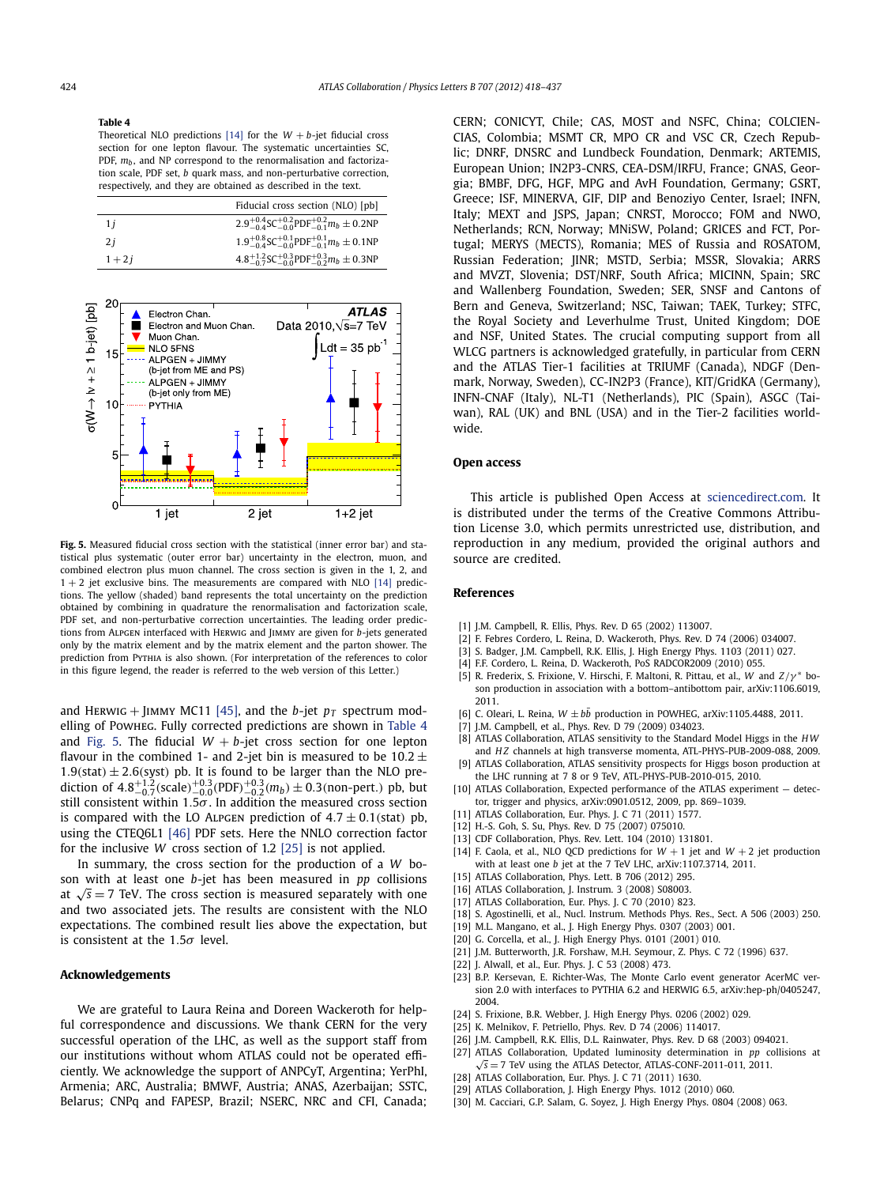**Table 4**
Theoretical NLO predictions [14] for the $W + b$-jet fiducial cross section for one lepton flavour. The systematic uncertainties SC, PDF, $m_b$, and NP correspond to the renormalisation and factorization scale, PDF set, $b$ quark mass, and non-perturbative correction, respectively, and they are obtained as described in the text.

| | Fiducial cross section (NLO) [pb] |
|---|---|
| $1j$ | $2.9^{+0.4}_{-0.4}\text{SC}^{+0.2}_{-0.0}\text{PDF}^{+0.2}_{-0.1}m_b \pm 0.2\text{NP}$ |
| $2j$ | $1.9^{+0.8}_{-0.4}\text{SC}^{+0.1}_{-0.0}\text{PDF}^{+0.1}_{-0.1}m_b \pm 0.1\text{NP}$ |
| $1+2j$ | $4.8^{+1.2}_{-0.7}\text{SC}^{+0.3}_{-0.0}\text{PDF}^{+0.3}_{-0.2}m_b \pm 0.3\text{NP}$ |

**Fig. 5.** Measured fiducial cross section with the statistical (inner error bar) and statistical plus systematic (outer error bar) uncertainty in the electron, muon, and combined electron plus muon channel. The cross section is given in the 1, 2, and $1+2$ jet exclusive bins. The measurements are compared with NLO [14] predictions. The yellow (shaded) band represents the total uncertainty on the prediction obtained by combining in quadrature the renormalisation and factorization scale, PDF set, and non-perturbative correction uncertainties. The leading order predictions from Alpgen interfaced with Herwig and Jimmy are given for $b$-jets generated only by the matrix element and by the matrix element and the parton shower. The prediction from Pythia is also shown. (For interpretation of the references to color in this figure legend, the reader is referred to the web version of this Letter.)

and Herwig + Jimmy MC11 [45], and the $b$-jet $p_T$ spectrum modelling of Powheg. Fully corrected predictions are shown in Table 4 and Fig. 5. The fiducial $W + b$-jet cross section for one lepton flavour in the combined 1- and 2-jet bin is measured to be $10.2 \pm 1.9(\text{stat}) \pm 2.6(\text{syst})$ pb. It is found to be larger than the NLO prediction of $4.8^{+1.2}_{-0.7}(\text{scale})^{+0.3}_{-0.0}(\text{PDF})^{+0.3}_{-0.2}(m_b) \pm 0.3(\text{non-pert.})$ pb, but still consistent within $1.5\sigma$. In addition the measured cross section is compared with the LO Alpgen prediction of $4.7 \pm 0.1(\text{stat})$ pb, using the CTEQ6L1 [46] PDF sets. Here the NNLO correction factor for the inclusive $W$ cross section of 1.2 [25] is not applied.

In summary, the cross section for the production of a $W$ boson with at least one $b$-jet has been measured in $pp$ collisions at $\sqrt{s} = 7$ TeV. The cross section is measured separately with one and two associated jets. The results are consistent with the NLO expectations. The combined result lies above the expectation, but is consistent at the $1.5\sigma$ level.

## Acknowledgements

We are grateful to Laura Reina and Doreen Wackeroth for helpful correspondence and discussions. We thank CERN for the very successful operation of the LHC, as well as the support staff from our institutions without whom ATLAS could not be operated efficiently. We acknowledge the support of ANPCyT, Argentina; YerPhI, Armenia; ARC, Australia; BMWF, Austria; ANAS, Azerbaijan; SSTC, Belarus; CNPq and FAPESP, Brazil; NSERC, NRC and CFI, Canada; CERN; CONICYT, Chile; CAS, MOST and NSFC, China; COLCIENCIAS, Colombia; MSMT CR, MPO CR and VSC CR, Czech Republic; DNRF, DNSRC and Lundbeck Foundation, Denmark; ARTEMIS, European Union; IN2P3-CNRS, CEA-DSM/IRFU, France; GNAS, Georgia; BMBF, DFG, HGF, MPG and AvH Foundation, Germany; GSRT, Greece; ISF, MINERVA, GIF, DIP and Benoziyo Center, Israel; INFN, Italy; MEXT and JSPS, Japan; CNRST, Morocco; FOM and NWO, Netherlands; RCN, Norway; MNiSW, Poland; GRICES and FCT, Portugal; MERYS (MECTS), Romania; MES of Russia and ROSATOM, Russian Federation; JINR; MSTD, Serbia; MSSR, Slovakia; ARRS and MVZT, Slovenia; DST/NRF, South Africa; MICINN, Spain; SRC and Wallenberg Foundation, Sweden; SER, SNSF and Cantons of Bern and Geneva, Switzerland; NSC, Taiwan; TAEK, Turkey; STFC, the Royal Society and Leverhulme Trust, United Kingdom; DOE and NSF, United States. The crucial computing support from all WLCG partners is acknowledged gratefully, in particular from CERN and the ATLAS Tier-1 facilities at TRIUMF (Canada), NDGF (Denmark, Norway, Sweden), CC-IN2P3 (France), KIT/GridKA (Germany), INFN-CNAF (Italy), NL-T1 (Netherlands), PIC (Spain), ASGC (Taiwan), RAL (UK) and BNL (USA) and in the Tier-2 facilities worldwide.

## Open access

This article is published Open Access at sciencedirect.com. It is distributed under the terms of the Creative Commons Attribution License 3.0, which permits unrestricted use, distribution, and reproduction in any medium, provided the original authors and source are credited.

## References

[1] J.M. Campbell, R. Ellis, Phys. Rev. D 65 (2002) 113007.
[2] F. Febres Cordero, L. Reina, D. Wackeroth, Phys. Rev. D 74 (2006) 034007.
[3] S. Badger, J.M. Campbell, R.K. Ellis, J. High Energy Phys. 1103 (2011) 027.
[4] F.F. Cordero, L. Reina, D. Wackeroth, PoS RADCOR2009 (2010) 055.
[5] R. Frederix, S. Frixione, V. Hirschi, F. Maltoni, R. Pittau, et al., $W$ and $Z/\gamma^*$ boson production in association with a bottom–antibottom pair, arXiv:1106.6019, 2011.
[6] C. Oleari, L. Reina, $W \pm b\bar{b}$ production in POWHEG, arXiv:1105.4488, 2011.
[7] J.M. Campbell, et al., Phys. Rev. D 79 (2009) 034023.
[8] ATLAS Collaboration, ATLAS sensitivity to the Standard Model Higgs in the $HW$ and $HZ$ channels at high transverse momenta, ATL-PHYS-PUB-2009-088, 2009.
[9] ATLAS Collaboration, ATLAS sensitivity prospects for Higgs boson production at the LHC running at 7 8 or 9 TeV, ATL-PHYS-PUB-2010-015, 2010.
[10] ATLAS Collaboration, Expected performance of the ATLAS experiment – detector, trigger and physics, arXiv:0901.0512, 2009, pp. 869–1039.
[11] ATLAS Collaboration, Eur. Phys. J. C 71 (2011) 1577.
[12] H.-S. Goh, S. Su, Phys. Rev. D 75 (2007) 075010.
[13] CDF Collaboration, Phys. Rev. Lett. 104 (2010) 131801.
[14] F. Caola, et al., NLO QCD predictions for $W + 1$ jet and $W + 2$ jet production with at least one $b$ jet at the 7 TeV LHC, arXiv:1107.3714, 2011.
[15] ATLAS Collaboration, Phys. Lett. B 706 (2012) 295.
[16] ATLAS Collaboration, J. Instrum. 3 (2008) S08003.
[17] ATLAS Collaboration, Eur. Phys. J. C 70 (2010) 823.
[18] S. Agostinelli, et al., Nucl. Instrum. Methods Phys. Res., Sect. A 506 (2003) 250.
[19] M.L. Mangano, et al., J. High Energy Phys. 0307 (2003) 001.
[20] G. Corcella, et al., J. High Energy Phys. 0101 (2001) 010.
[21] J.M. Butterworth, J.R. Forshaw, M.H. Seymour, Z. Phys. C 72 (1996) 637.
[22] J. Alwall, et al., Eur. Phys. J. C 53 (2008) 473.
[23] B.P. Kersevan, E. Richter-Was, The Monte Carlo event generator AcerMC version 2.0 with interfaces to PYTHIA 6.2 and HERWIG 6.5, arXiv:hep-ph/0405247, 2004.
[24] S. Frixione, B.R. Webber, J. High Energy Phys. 0206 (2002) 029.
[25] K. Melnikov, F. Petriello, Phys. Rev. D 74 (2006) 114017.
[26] J.M. Campbell, R.K. Ellis, D.L. Rainwater, Phys. Rev. D 68 (2003) 094021.
[27] ATLAS Collaboration, Updated luminosity determination in $pp$ collisions at $\sqrt{s} = 7$ TeV using the ATLAS Detector, ATLAS-CONF-2011-011, 2011.
[28] ATLAS Collaboration, Eur. Phys. J. C 71 (2011) 1630.
[29] ATLAS Collaboration, J. High Energy Phys. 1012 (2010) 060.
[30] M. Cacciari, G.P. Salam, G. Soyez, J. High Energy Phys. 0804 (2008) 063.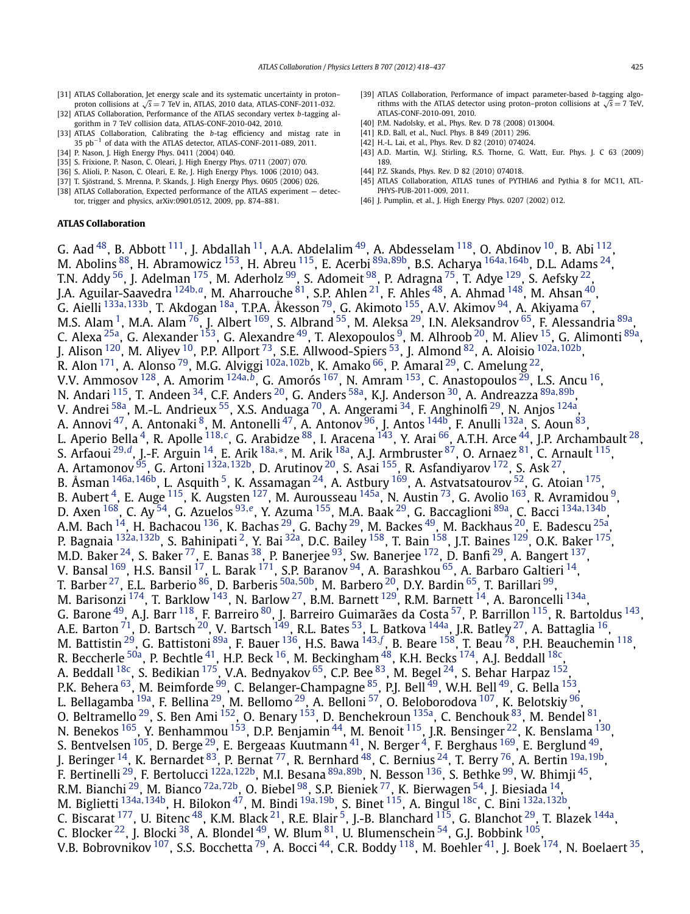[31] ATLAS Collaboration, Jet energy scale and its systematic uncertainty in proton–proton collisions at $\sqrt{s} = 7$ TeV in, ATLAS, 2010 data, ATLAS-CONF-2011-032.

[32] ATLAS Collaboration, Performance of the ATLAS secondary vertex $b$-tagging algorithm in 7 TeV collision data, ATLAS-CONF-2010-042, 2010.

[33] ATLAS Collaboration, Calibrating the $b$-tag efficiency and mistag rate in 35 $\text{pb}^{-1}$ of data with the ATLAS detector, ATLAS-CONF-2011-089, 2011.

[34] P. Nason, J. High Energy Phys. 0411 (2004) 040.

[35] S. Frixione, P. Nason, C. Oleari, J. High Energy Phys. 0711 (2007) 070.

[36] S. Alioli, P. Nason, C. Oleari, E. Re, J. High Energy Phys. 1006 (2010) 043.

[37] T. Sjöstrand, S. Mrenna, P. Skands, J. High Energy Phys. 0605 (2006) 026.

[38] ATLAS Collaboration, Expected performance of the ATLAS experiment — detector, trigger and physics, arXiv:0901.0512, 2009, pp. 874–881.

[39] ATLAS Collaboration, Performance of impact parameter-based $b$-tagging algorithms with the ATLAS detector using proton–proton collisions at $\sqrt{s} = 7$ TeV, ATLAS-CONF-2010-091, 2010.

[40] P.M. Nadolsky, et al., Phys. Rev. D 78 (2008) 013004.

[41] R.D. Ball, et al., Nucl. Phys. B 849 (2011) 296.

[42] H.-L. Lai, et al., Phys. Rev. D 82 (2010) 074024.

[43] A.D. Martin, W.J. Stirling, R.S. Thorne, G. Watt, Eur. Phys. J. C 63 (2009) 189.

[44] P.Z. Skands, Phys. Rev. D 82 (2010) 074018.

[45] ATLAS Collaboration, ATLAS tunes of PYTHIA6 and Pythia 8 for MC11, ATL-PHYS-PUB-2011-009, 2011.

[46] J. Pumplin, et al., J. High Energy Phys. 0207 (2002) 012.

**ATLAS Collaboration**

G. Aad [48], B. Abbott [111], J. Abdallah [11], A.A. Abdelalim [49], A. Abdesselam [118], O. Abdinov [10], B. Abi [112], M. Abolins [88], H. Abramowicz [153], H. Abreu [115], E. Acerbi [89a,89b], B.S. Acharya [164a,164b], D.L. Adams [24], T.N. Addy [56], J. Adelman [175], M. Aderholz [99], S. Adomeit [98], P. Adragna [75], T. Adye [129], S. Aefsky [22], J.A. Aguilar-Saavedra [124b,a], M. Aharrouche [81], S.P. Ahlen [21], F. Ahles [48], A. Ahmad [148], M. Ahsan [40], G. Aielli [133a,133b], T. Akdogan [18a], T.P.A. Åkesson [79], G. Akimoto [155], A.V. Akimov [94], A. Akiyama [67], M.S. Alam [1], M.A. Alam [76], J. Albert [169], S. Albrand [55], M. Aleksa [29], I.N. Aleksandrov [65], F. Alessandria [89a], C. Alexa [25a], G. Alexander [153], G. Alexandre [49], T. Alexopoulos [9], M. Alhroob [20], M. Aliev [15], G. Alimonti [89a], J. Alison [120], M. Aliyev [10], P.P. Allport [73], S.E. Allwood-Spiers [53], J. Almond [82], A. Aloisio [102a,102b], R. Alon [171], A. Alonso [79], M.G. Alviggi [102a,102b], K. Amako [66], P. Amaral [29], C. Amelung [22], V.V. Ammosov [128], A. Amorim [124a,b], G. Amorós [167], N. Amram [153], C. Anastopoulos [29], L.S. Ancu [16], N. Andari [115], T. Andeen [34], C.F. Anders [20], G. Anders [58a], K.J. Anderson [30], A. Andreazza [89a,89b], V. Andrei [58a], M.-L. Andrieux [55], X.S. Anduaga [70], A. Angerami [34], F. Anghinolfi [29], N. Anjos [124a], A. Annovi [47], A. Antonaki [8], M. Antonelli [47], A. Antonov [96], J. Antos [144b], F. Anulli [132a], S. Aoun [83], L. Aperio Bella [4], R. Apolle [118,c], G. Arabidze [88], I. Aracena [143], Y. Arai [66], A.T.H. Arce [44], J.P. Archambault [28], S. Arfaoui [29,d], J.-F. Arguin [14], E. Arik [18a,*], M. Arik [18a], A.J. Armbruster [87], O. Arnaez [81], C. Arnault [115], A. Artamonov [95], G. Artoni [132a,132b], D. Arutinov [20], S. Asai [155], R. Asfandiyarov [172], S. Ask [27], B. Åsman [146a,146b], L. Asquith [5], K. Assamagan [24], A. Astbury [169], A. Astvatsatourov [52], G. Atoian [175], B. Aubert [4], E. Auge [115], K. Augsten [127], M. Aurousseau [145a], N. Austin [73], G. Avolio [163], R. Avramidou [9], D. Axen [168], C. Ay [54], G. Azuelos [93,e], Y. Azuma [155], M.A. Baak [29], G. Baccaglioni [89a], C. Bacci [134a,134b], A.M. Bach [14], H. Bachacou [136], K. Bachas [29], G. Bachy [29], M. Backes [49], M. Backhaus [20], E. Badescu [25a], P. Bagnaia [132a,132b], S. Bahinipati [2], Y. Bai [32a], D.C. Bailey [158], T. Bain [158], J.T. Baines [129], O.K. Baker [175], M.D. Baker [24], S. Baker [77], E. Banas [38], P. Banerjee [93], Sw. Banerjee [172], D. Banfi [29], A. Bangert [137], V. Bansal [169], H.S. Bansil [17], L. Barak [171], S.P. Baranov [94], A. Barashkou [65], A. Barbaro Galtieri [14], T. Barber [27], E.L. Barberio [86], D. Barberis [50a,50b], M. Barbero [20], D.Y. Bardin [65], T. Barillari [99], M. Barisonzi [174], T. Barklow [143], N. Barlow [27], B.M. Barnett [129], R.M. Barnett [14], A. Baroncelli [134a], G. Barone [49], A.J. Barr [118], F. Barreiro [80], J. Barreiro Guimarães da Costa [57], P. Barrillon [115], R. Bartoldus [143], A.E. Barton [71], D. Bartsch [20], V. Bartsch [149], R.L. Bates [53], L. Batkova [144a], J.R. Batley [27], A. Battaglia [16], M. Battistin [29], G. Battistoni [89a], F. Bauer [136], H.S. Bawa [143,f], B. Beare [158], T. Beau [78], P.H. Beauchemin [118], R. Beccherle [50a], P. Bechtle [41], H.P. Beck [16], M. Beckingham [48], K.H. Becks [174], A.J. Beddall [18c], A. Beddall [18c], S. Bedikian [175], V.A. Bednyakov [65], C.P. Bee [83], M. Begel [24], S. Behar Harpaz [152], P.K. Behera [63], M. Beimforde [99], C. Belanger-Champagne [85], P.J. Bell [49], W.H. Bell [49], G. Bella [153], L. Bellagamba [19a], F. Bellina [29], M. Bellomo [29], A. Belloni [57], O. Beloborodova [107], K. Belotskiy [96], O. Beltramello [29], S. Ben Ami [152], O. Benary [153], D. Benchekroun [135a], C. Benchouk [83], M. Bendel [81], N. Benekos [165], Y. Benhammou [153], D.P. Benjamin [44], M. Benoit [115], J.R. Bensinger [22], K. Benslama [130], S. Bentvelsen [105], D. Berge [29], E. Bergeaas Kuutmann [41], N. Berger [4], F. Berghaus [169], E. Berglund [49], J. Beringer [14], K. Bernardet [83], P. Bernat [77], R. Bernhard [48], C. Bernius [24], T. Berry [76], A. Bertin [19a,19b], F. Bertinelli [29], F. Bertolucci [122a,122b], M.I. Besana [89a,89b], N. Besson [136], S. Bethke [99], W. Bhimji [45], R.M. Bianchi [29], M. Bianco [72a,72b], O. Biebel [98], S.P. Bieniek [77], K. Bierwagen [54], J. Biesiada [14], M. Biglietti [134a,134b], H. Bilokon [47], M. Bindi [19a,19b], S. Binet [115], A. Bingul [18c], C. Bini [132a,132b], C. Biscarat [177], U. Bitenc [48], K.M. Black [21], R.E. Blair [5], J.-B. Blanchard [115], G. Blanchot [29], T. Blazek [144a], C. Blocker [22], J. Blocki [38], A. Blondel [49], W. Blum [81], U. Blumenschein [54], G.J. Bobbink [105], V.B. Bobrovnikov [107], S.S. Bocchetta [79], A. Bocci [44], C.R. Boddy [118], M. Boehler [41], J. Boek [174], N. Boelaert [35],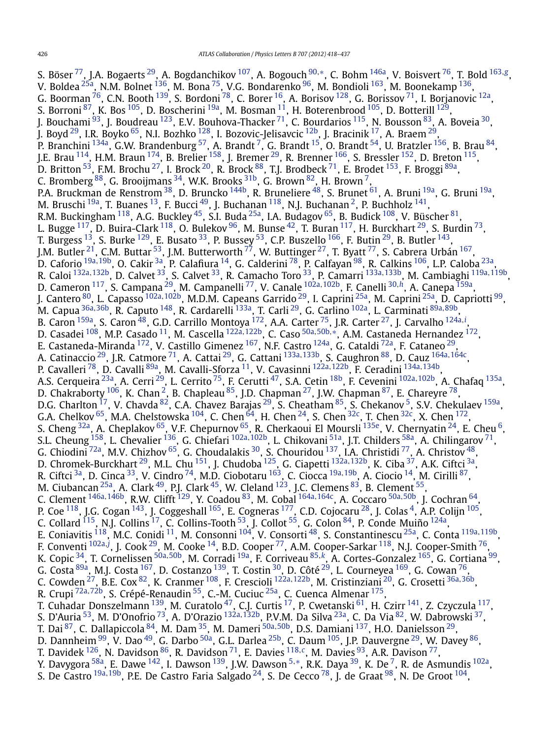S. Böser [77], J.A. Bogaerts [29], A. Bogdanchikov [107], A. Bogouch [90,*], C. Bohm [146a], V. Boisvert [76], T. Bold [163,g], V. Boldea [25a], N.M. Bolnet [136], M. Bona [75], V.G. Bondarenko [96], M. Bondioli [163], M. Boonekamp [136], G. Boorman [76], C.N. Booth [139], S. Bordoni [78], C. Borer [16], A. Borisov [128], G. Borissov [71], I. Borjanovic [12a], S. Borroni [87], K. Bos [105], D. Boscherini [19a], M. Bosman [11], H. Boterenbrood [105], D. Botterill [129], J. Bouchami [93], J. Boudreau [123], E.V. Bouhova-Thacker [71], C. Bourdarios [115], N. Bousson [83], A. Boveia [30], J. Boyd [29], I.R. Boyko [65], N.I. Bozhko [128], I. Bozovic-Jelisavcic [12b], J. Bracinik [17], A. Braem [29], P. Branchini [134a], G.W. Brandenburg [57], A. Brandt [7], G. Brandt [15], O. Brandt [54], U. Bratzler [156], B. Brau [84], J.E. Brau [114], H.M. Braun [174], B. Brelier [158], J. Bremer [29], R. Brenner [166], S. Bressler [152], D. Breton [115], D. Britton [53], F.M. Brochu [27], I. Brock [20], R. Brock [88], T.J. Brodbeck [71], E. Brodet [153], F. Broggi [89a], C. Bromberg [88], G. Brooijmans [34], W.K. Brooks [31b], G. Brown [82], H. Brown [7], P.A. Bruckman de Renstrom [38], D. Bruncko [144b], R. Bruneliere [48], S. Brunet [61], A. Bruni [19a], G. Bruni [19a], M. Bruschi [19a], T. Buanes [13], F. Bucci [49], J. Buchanan [118], N.J. Buchanan [2], P. Buchholz [141], R.M. Buckingham [118], A.G. Buckley [45], S.I. Buda [25a], I.A. Budagov [65], B. Budick [108], V. Büscher [81], L. Bugge [117], D. Buira-Clark [118], O. Bulekov [96], M. Bunse [42], T. Buran [117], H. Burckhart [29], S. Burdin [73], T. Burgess [13], S. Burke [129], E. Busato [33], P. Bussey [53], C.P. Buszello [166], F. Butin [29], B. Butler [143], J.M. Butler [21], C.M. Buttar [53], J.M. Butterworth [77], W. Buttinger [27], T. Byatt [77], S. Cabrera Urbán [167], D. Caforio [19a,19b], O. Cakir [3a], P. Calafiura [14], G. Calderini [78], P. Calfayan [98], R. Calkins [106], L.P. Caloba [23a], R. Caloi [132a,132b], D. Calvet [33], S. Calvet [33], R. Camacho Toro [33], P. Camarri [133a,133b], M. Cambiaghi [119a,119b], D. Cameron [117], S. Campana [29], M. Campanelli [77], V. Canale [102a,102b], F. Canelli [30,h], A. Canepa [159a], J. Cantero [80], L. Capasso [102a,102b], M.D.M. Capeans Garrido [29], I. Caprini [25a], M. Caprini [25a], D. Capriotti [99], M. Capua [36a,36b], R. Caputo [148], R. Cardarelli [133a], T. Carli [29], G. Carlino [102a], L. Carminati [89a,89b], B. Caron [159a], S. Caron [48], G.D. Carrillo Montoya [172], A.A. Carter [75], J.R. Carter [27], J. Carvalho [124a,i], D. Casadei [108], M.P. Casado [11], M. Cascella [122a,122b], C. Caso [50a,50b,*], A.M. Castaneda Hernandez [172], E. Castaneda-Miranda [172], V. Castillo Gimenez [167], N.F. Castro [124a], G. Cataldi [72a], F. Cataneo [29], A. Catinaccio [29], J.R. Catmore [71], A. Cattai [29], G. Cattani [133a,133b], S. Caughron [88], D. Cauz [164a,164c], P. Cavalleri [78], D. Cavalli [89a], M. Cavalli-Sforza [11], V. Cavasinni [122a,122b], F. Ceradini [134a,134b], A.S. Cerqueira [23a], A. Cerri [29], L. Cerrito [75], F. Cerutti [47], S.A. Cetin [18b], F. Cevenini [102a,102b], A. Chafaq [135a], D. Chakraborty [106], K. Chan [2], B. Chapleau [85], J.D. Chapman [27], J.W. Chapman [87], E. Chareyre [78], D.G. Charlton [17], V. Chavda [82], C.A. Chavez Barajas [29], S. Cheatham [85], S. Chekanov [5], S.V. Chekulaev [159a], G.A. Chelkov [65], M.A. Chelstowska [104], C. Chen [64], H. Chen [24], S. Chen [32c], T. Chen [32c], X. Chen [172], S. Cheng [32a], A. Cheplakov [65], V.F. Chepurnov [65], R. Cherkaoui El Moursli [135e], V. Chernyatin [24], E. Cheu [6], S.L. Cheung [158], L. Chevalier [136], G. Chiefari [102a,102b], L. Chikovani [51a], J.T. Childers [58a], A. Chilingarov [71], G. Chiodini [72a], M.V. Chizhov [65], G. Choudalakis [30], S. Chouridou [137], I.A. Christidi [77], A. Christov [48], D. Chromek-Burckhart [29], M.L. Chu [151], J. Chudoba [125], G. Ciapetti [132a,132b], K. Ciba [37], A.K. Ciftci [3a], R. Ciftci [3a], D. Cinca [33], V. Cindro [74], M.D. Ciobotaru [163], C. Ciocca [19a,19b], A. Ciocio [14], M. Cirilli [87], M. Ciubancan [25a], A. Clark [49], P.J. Clark [45], W. Cleland [123], J.C. Clemens [83], B. Clement [55], C. Clement [146a,146b], R.W. Clifft [129], Y. Coadou [83], M. Cobal [164a,164c], A. Coccaro [50a,50b], J. Cochran [64], P. Coe [118], J.G. Cogan [143], J. Coggeshall [165], E. Cogneras [177], C.D. Cojocaru [28], J. Colas [4], A.P. Colijn [105], C. Collard [115], N.J. Collins [17], C. Collins-Tooth [53], J. Collot [55], G. Colon [84], P. Conde Muiño [124a], E. Coniavitis [118], M.C. Conidi [11], M. Consonni [104], V. Consorti [48], S. Constantinescu [25a], C. Conta [119a,119b], F. Conventi [102a,j], J. Cook [29], M. Cooke [14], B.D. Cooper [77], A.M. Cooper-Sarkar [118], N.J. Cooper-Smith [76], K. Copic [34], T. Cornelissen [50a,50b], M. Corradi [19a], F. Corriveau [85,k], A. Cortes-Gonzalez [165], G. Cortiana [99], G. Costa [89a], M.J. Costa [167], D. Costanzo [139], T. Costin [30], D. Côté [29], L. Courneyea [169], G. Cowan [76], C. Cowden [27], B.E. Cox [82], K. Cranmer [108], F. Crescioli [122a,122b], M. Cristinziani [20], G. Crosetti [36a,36b], R. Crupi [72a,72b], S. Crépé-Renaudin [55], C.-M. Cuciuc [25a], C. Cuenca Almenar [175], T. Cuhadar Donszelmann [139], M. Curatolo [47], C.J. Curtis [17], P. Cwetanski [61], H. Czirr [141], Z. Czyczula [117], S. D'Auria [53], M. D'Onofrio [73], A. D'Orazio [132a,132b], P.V.M. Da Silva [23a], C. Da Via [82], W. Dabrowski [37], T. Dai [87], C. Dallapiccola [84], M. Dam [35], M. Dameri [50a,50b], D.S. Damiani [137], H.O. Danielsson [29], D. Dannheim [99], V. Dao [49], G. Darbo [50a], G.L. Darlea [25b], C. Daum [105], J.P. Dauvergne [29], W. Davey [86], T. Davidek [126], N. Davidson [86], R. Davidson [71], E. Davies [118,c], M. Davies [93], A.R. Davison [77], Y. Davygora [58a], E. Dawe [142], I. Dawson [139], J.W. Dawson [5,*], R.K. Daya [39], K. De [7], R. de Asmundis [102a], S. De Castro [19a,19b], P.E. De Castro Faria Salgado [24], S. De Cecco [78], J. de Graat [98], N. De Groot [104],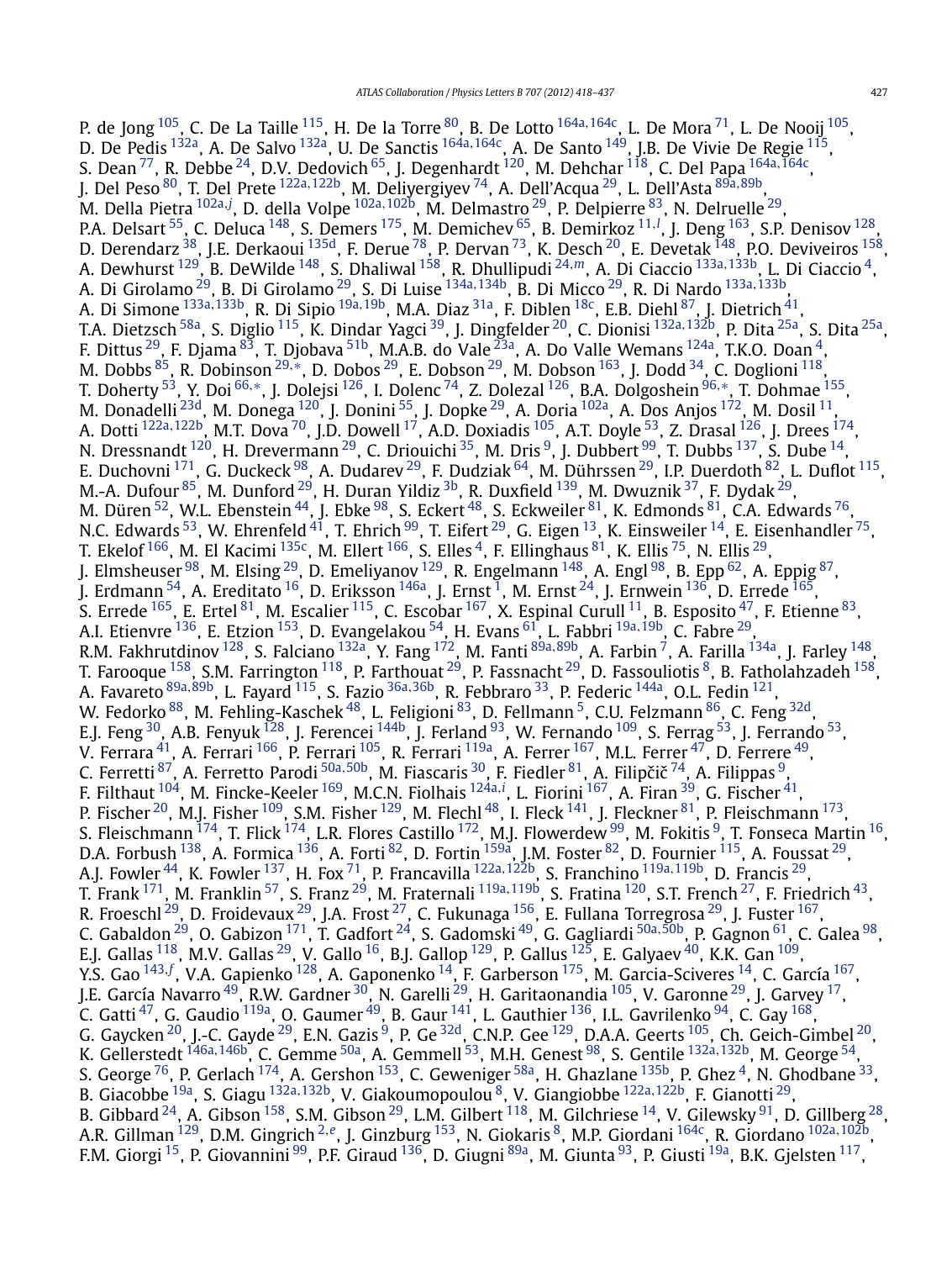P. de Jong [105], C. De La Taille [115], H. De la Torre [80], B. De Lotto [164a,164c], L. De Mora [71], L. De Nooij [105], D. De Pedis [132a], A. De Salvo [132a], U. De Sanctis [164a,164c], A. De Santo [149], J.B. De Vivie De Regie [115], S. Dean [77], R. Debbe [24], D.V. Dedovich [65], J. Degenhardt [120], M. Dehchar [118], C. Del Papa [164a,164c], J. Del Peso [80], T. Del Prete [122a,122b], M. Deliyergiyev [74], A. Dell'Acqua [29], L. Dell'Asta [89a,89b], M. Della Pietra [102a,j], D. della Volpe [102a,102b], M. Delmastro [29], P. Delpierre [83], N. Delruelle [29], P.A. Delsart [55], C. Deluca [148], S. Demers [175], M. Demichev [65], B. Demirkoz [11,l], J. Deng [163], S.P. Denisov [128], D. Derendarz [38], J.E. Derkaoui [135d], F. Derue [78], P. Dervan [73], K. Desch [20], E. Devetak [148], P.O. Deviveiros [158], A. Dewhurst [129], B. DeWilde [148], S. Dhaliwal [158], R. Dhullipudi [24,m], A. Di Ciaccio [133a,133b], L. Di Ciaccio [4], A. Di Girolamo [29], B. Di Girolamo [29], S. Di Luise [134a,134b], B. Di Micco [29], R. Di Nardo [133a,133b], A. Di Simone [133a,133b], R. Di Sipio [19a,19b], M.A. Diaz [31a], F. Diblen [18c], E.B. Diehl [87], J. Dietrich [41], T.A. Dietzsch [58a], S. Diglio [115], K. Dindar Yagci [39], J. Dingfelder [20], C. Dionisi [132a,132b], P. Dita [25a], S. Dita [25a], F. Dittus [29], F. Djama [83], T. Djobava [51b], M.A.B. do Vale [23a], A. Do Valle Wemans [124a], T.K.O. Doan [4], M. Dobbs [85], R. Dobinson [29,*], D. Dobos [29], E. Dobson [29], M. Dobson [163], J. Dodd [34], C. Doglioni [118], T. Doherty [53], Y. Doi [66,*], J. Dolejsi [126], I. Dolenc [74], Z. Dolezal [126], B.A. Dolgoshein [96,*], T. Dohmae [155], M. Donadelli [23d], M. Donega [120], J. Donini [55], J. Dopke [29], A. Doria [102a], A. Dos Anjos [172], M. Dosil [11], A. Dotti [122a,122b], M.T. Dova [70], J.D. Dowell [17], A.D. Doxiadis [105], A.T. Doyle [53], Z. Drasal [126], J. Drees [174], N. Dressnandt [120], H. Drevermann [29], C. Driouichi [35], M. Dris [9], J. Dubbert [99], T. Dubbs [137], S. Dube [14], E. Duchovni [171], G. Duckeck [98], A. Dudarev [29], F. Dudziak [64], M. Dührssen [29], I.P. Duerdoth [82], L. Duflot [115], M.-A. Dufour [85], M. Dunford [29], H. Duran Yildiz [3b], R. Duxfield [139], M. Dwuznik [37], F. Dydak [29], M. Düren [52], W.L. Ebenstein [44], J. Ebke [98], S. Eckert [48], S. Eckweiler [81], K. Edmonds [81], C.A. Edwards [76], N.C. Edwards [53], W. Ehrenfeld [41], T. Ehrich [99], T. Eifert [29], G. Eigen [13], K. Einsweiler [14], E. Eisenhandler [75], T. Ekelof [166], M. El Kacimi [135c], M. Ellert [166], S. Elles [4], F. Ellinghaus [81], K. Ellis [75], N. Ellis [29], J. Elmsheuser [98], M. Elsing [29], D. Emeliyanov [129], R. Engelmann [148], A. Engl [98], B. Epp [62], A. Eppig [87], J. Erdmann [54], A. Ereditato [16], D. Eriksson [146a], J. Ernst [1], M. Ernst [24], J. Ernwein [136], D. Errede [165], S. Errede [165], E. Ertel [81], M. Escalier [115], C. Escobar [167], X. Espinal Curull [11], B. Esposito [47], F. Etienne [83], A.I. Etienvre [136], E. Etzion [153], D. Evangelakou [54], H. Evans [61], L. Fabbri [19a,19b], C. Fabre [29], R.M. Fakhrutdinov [128], S. Falciano [132a], Y. Fang [172], M. Fanti [89a,89b], A. Farbin [7], A. Farilla [134a], J. Farley [148], T. Farooque [158], S.M. Farrington [118], P. Farthouat [29], P. Fassnacht [29], D. Fassouliotis [8], B. Fatholahzadeh [158], A. Favareto [89a,89b], L. Fayard [115], S. Fazio [36a,36b], R. Febbraro [33], P. Federic [144a], O.L. Fedin [121], W. Fedorko [88], M. Fehling-Kaschek [48], L. Feligioni [83], D. Fellmann [5], C.U. Felzmann [86], C. Feng [32d], E.J. Feng [30], A.B. Fenyuk [128], J. Ferencei [144b], J. Ferland [93], W. Fernando [109], S. Ferrag [53], J. Ferrando [53], V. Ferrara [41], A. Ferrari [166], P. Ferrari [105], R. Ferrari [119a], A. Ferrer [167], M.L. Ferrer [47], D. Ferrere [49], C. Ferretti [87], A. Ferretto Parodi [50a,50b], M. Fiascaris [30], F. Fiedler [81], A. Filipčič [74], A. Filippas [9], F. Filthaut [104], M. Fincke-Keeler [169], M.C.N. Fiolhais [124a,i], L. Fiorini [167], A. Firan [39], G. Fischer [41], P. Fischer [20], M.J. Fisher [109], S.M. Fisher [129], M. Flechl [48], I. Fleck [141], J. Fleckner [81], P. Fleischmann [173], S. Fleischmann [174], T. Flick [174], L.R. Flores Castillo [172], M.J. Flowerdew [99], M. Fokitis [9], T. Fonseca Martin [16], D.A. Forbush [138], A. Formica [136], A. Forti [82], D. Fortin [159a], J.M. Foster [82], D. Fournier [115], A. Foussat [29], A.J. Fowler [44], K. Fowler [137], H. Fox [71], P. Francavilla [122a,122b], S. Franchino [119a,119b], D. Francis [29], T. Frank [171], M. Franklin [57], S. Franz [29], M. Fraternali [119a,119b], S. Fratina [120], S.T. French [27], F. Friedrich [43], R. Froeschl [29], D. Froidevaux [29], J.A. Frost [27], C. Fukunaga [156], E. Fullana Torregrosa [29], J. Fuster [167], C. Gabaldon [29], O. Gabizon [171], T. Gadfort [24], S. Gadomski [49], G. Gagliardi [50a,50b], P. Gagnon [61], C. Galea [98], E.J. Gallas [118], M.V. Gallas [29], V. Gallo [16], B.J. Gallop [129], P. Gallus [125], E. Galyaev [40], K.K. Gan [109], Y.S. Gao [143,f], V.A. Gapienko [128], A. Gaponenko [14], F. Garberson [175], M. Garcia-Sciveres [14], C. García [167], J.E. García Navarro [49], R.W. Gardner [30], N. Garelli [29], H. Garitaonandia [105], V. Garonne [29], J. Garvey [17], C. Gatti [47], G. Gaudio [119a], O. Gaumer [49], B. Gaur [141], L. Gauthier [136], I.L. Gavrilenko [94], C. Gay [168], G. Gaycken [20], J.-C. Gayde [29], E.N. Gazis [9], P. Ge [32d], C.N.P. Gee [129], D.A.A. Geerts [105], Ch. Geich-Gimbel [20], K. Gellerstedt [146a,146b], C. Gemme [50a], A. Gemmell [53], M.H. Genest [98], S. Gentile [132a,132b], M. George [54], S. George [76], P. Gerlach [174], A. Gershon [153], C. Geweniger [58a], H. Ghazlane [135b], P. Ghez [4], N. Ghodbane [33], B. Giacobbe [19a], S. Giagu [132a,132b], V. Giakoumopoulou [8], V. Giangiobbe [122a,122b], F. Gianotti [29], B. Gibbard [24], A. Gibson [158], S.M. Gibson [29], L.M. Gilbert [118], M. Gilchriese [14], V. Gilewsky [91], D. Gillberg [28], A.R. Gillman [129], D.M. Gingrich [2,e], J. Ginzburg [153], N. Giokaris [8], M.P. Giordani [164c], R. Giordano [102a,102b], F.M. Giorgi [15], P. Giovannini [99], P.F. Giraud [136], D. Giugni [89a], M. Giunta [93], P. Giusti [19a], B.K. Gjelsten [117],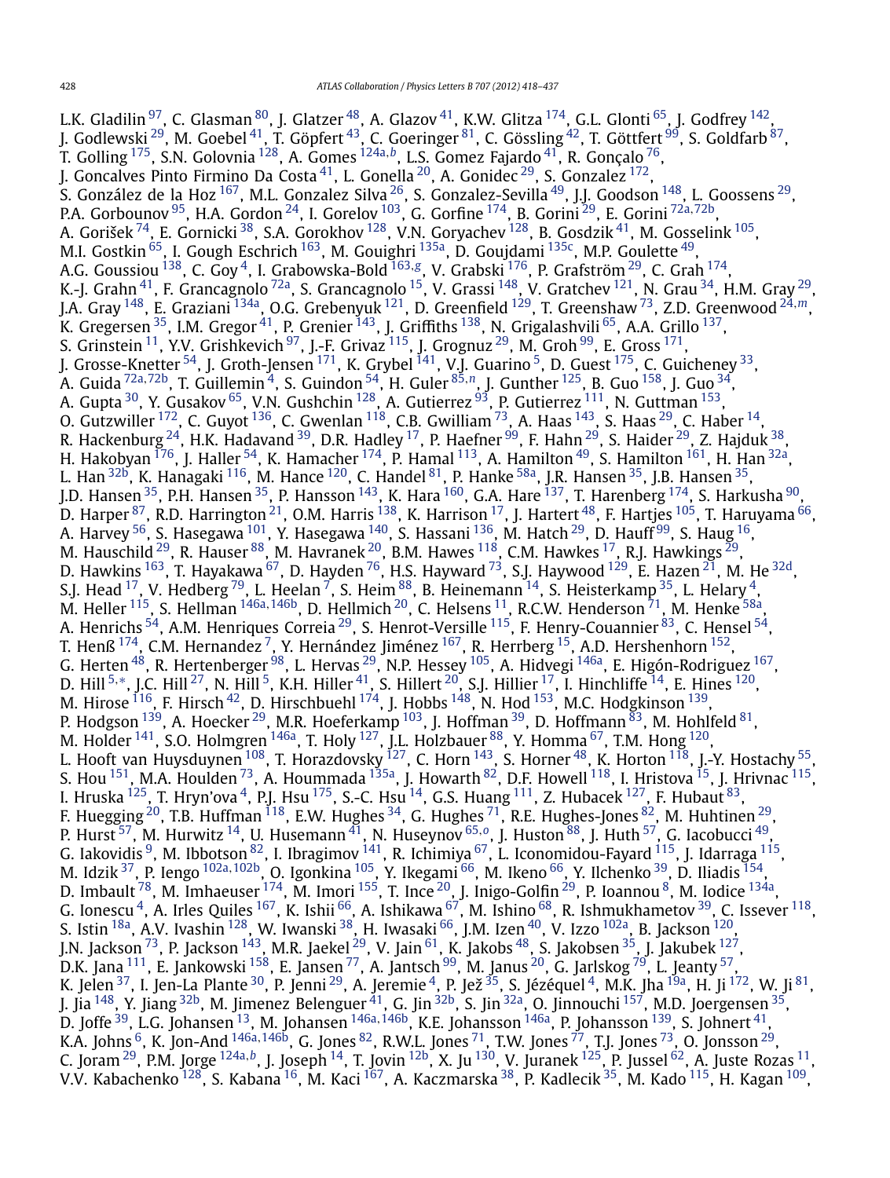L.K. Gladilin [97], C. Glasman [80], J. Glatzer [48], A. Glazov [41], K.W. Glitza [174], G.L. Glonti [65], J. Godfrey [142], J. Godlewski [29], M. Goebel [41], T. Göpfert [43], C. Goeringer [81], C. Gössling [42], T. Göttfert [99], S. Goldfarb [87], T. Golling [175], S.N. Golovnia [128], A. Gomes [124a,b], L.S. Gomez Fajardo [41], R. Gonçalo [76], J. Goncalves Pinto Firmino Da Costa [41], L. Gonella [20], A. Gonidec [29], S. Gonzalez [172], S. González de la Hoz [167], M.L. Gonzalez Silva [26], S. Gonzalez-Sevilla [49], J.J. Goodson [148], L. Goossens [29], P.A. Gorbounov [95], H.A. Gordon [24], I. Gorelov [103], G. Gorfine [174], B. Gorini [29], E. Gorini [72a,72b], A. Gorišek [74], E. Gornicki [38], S.A. Gorokhov [128], V.N. Goryachev [128], B. Gosdzik [41], M. Gosselink [105], M.I. Gostkin [65], I. Gough Eschrich [163], M. Gouighri [135a], D. Goujdami [135c], M.P. Goulette [49], A.G. Goussiou [138], C. Goy [4], I. Grabowska-Bold [163,g], V. Grabski [176], P. Grafström [29], C. Grah [174], K.-J. Grahn [41], F. Grancagnolo [72a], S. Grancagnolo [15], V. Grassi [148], V. Gratchev [121], N. Grau [34], H.M. Gray [29], J.A. Gray [148], E. Graziani [134a], O.G. Grebenyuk [121], D. Greenfield [129], T. Greenshaw [73], Z.D. Greenwood [24,m], K. Gregersen [35], I.M. Gregor [41], P. Grenier [143], J. Griffiths [138], N. Grigalashvili [65], A.A. Grillo [137], S. Grinstein [11], Y.V. Grishkevich [97], J.-F. Grivaz [115], J. Grognuz [29], M. Groh [99], E. Gross [171], J. Grosse-Knetter [54], J. Groth-Jensen [171], K. Grybel [141], V.J. Guarino [5], D. Guest [175], C. Guicheney [33], A. Guida [72a,72b], T. Guillemin [4], S. Guindon [54], H. Guler [85,n], J. Gunther [125], B. Guo [158], J. Guo [34], A. Gupta [30], Y. Gusakov [65], V.N. Gushchin [128], A. Gutierrez [93], P. Gutierrez [111], N. Guttman [153], O. Gutzwiller [172], C. Guyot [136], C. Gwenlan [118], C.B. Gwilliam [73], A. Haas [143], S. Haas [29], C. Haber [14], R. Hackenburg [24], H.K. Hadavand [39], D.R. Hadley [17], P. Haefner [99], F. Hahn [29], S. Haider [29], Z. Hajduk [38], H. Hakobyan [176], J. Haller [54], K. Hamacher [174], P. Hamal [113], A. Hamilton [49], S. Hamilton [161], H. Han [32a], L. Han [32b], K. Hanagaki [116], M. Hance [120], C. Handel [81], P. Hanke [58a], J.R. Hansen [35], J.B. Hansen [35], J.D. Hansen [35], P.H. Hansen [35], P. Hansson [143], K. Hara [160], G.A. Hare [137], T. Harenberg [174], S. Harkusha [90], D. Harper [87], R.D. Harrington [21], O.M. Harris [138], K. Harrison [17], J. Hartert [48], F. Hartjes [105], T. Haruyama [66], A. Harvey [56], S. Hasegawa [101], Y. Hasegawa [140], S. Hassani [136], M. Hatch [29], D. Hauff [99], S. Haug [16], M. Hauschild [29], R. Hauser [88], M. Havranek [20], B.M. Hawes [118], C.M. Hawkes [17], R.J. Hawkings [29], D. Hawkins [163], T. Hayakawa [67], D. Hayden [76], H.S. Hayward [73], S.J. Haywood [129], E. Hazen [21], M. He [32d], S.J. Head [17], V. Hedberg [79], L. Heelan [7], S. Heim [88], B. Heinemann [14], S. Heisterkamp [35], L. Helary [4], M. Heller [115], S. Hellman [146a,146b], D. Hellmich [20], C. Helsens [11], R.C.W. Henderson [71], M. Henke [58a], A. Henrichs [54], A.M. Henriques Correia [29], S. Henrot-Versille [115], F. Henry-Couannier [83], C. Hensel [54], T. Henß [174], C.M. Hernandez [7], Y. Hernández Jiménez [167], R. Herrberg [15], A.D. Hershenhorn [152], G. Herten [48], R. Hertenberger [98], L. Hervas [29], N.P. Hessey [105], A. Hidvegi [146a], E. Higón-Rodriguez [167], D. Hill [5,*], J.C. Hill [27], N. Hill [5], K.H. Hiller [41], S. Hillert [20], S.J. Hillier [17], I. Hinchliffe [14], E. Hines [120], M. Hirose [116], F. Hirsch [42], D. Hirschbuehl [174], J. Hobbs [148], N. Hod [153], M.C. Hodgkinson [139], P. Hodgson [139], A. Hoecker [29], M.R. Hoeferkamp [103], J. Hoffman [39], D. Hoffmann [83], M. Hohlfeld [81], M. Holder [141], S.O. Holmgren [146a], T. Holy [127], J.L. Holzbauer [88], Y. Homma [67], T.M. Hong [120], L. Hooft van Huysduynen [108], T. Horazdovsky [127], C. Horn [143], S. Horner [48], K. Horton [118], J.-Y. Hostachy [55], S. Hou [151], M.A. Houlden [73], A. Hoummada [135a], J. Howarth [82], D.F. Howell [118], I. Hristova [15], J. Hrivnac [115], I. Hruska [125], T. Hryn'ova [4], P.J. Hsu [175], S.-C. Hsu [14], G.S. Huang [111], Z. Hubacek [127], F. Hubaut [83], F. Huegging [20], T.B. Huffman [118], E.W. Hughes [34], G. Hughes [71], R.E. Hughes-Jones [82], M. Huhtinen [29], P. Hurst [57], M. Hurwitz [14], U. Husemann [41], N. Huseynov [65,o], J. Huston [88], J. Huth [57], G. Iacobucci [49], G. Iakovidis [9], M. Ibbotson [82], I. Ibragimov [141], R. Ichimiya [67], L. Iconomidou-Fayard [115], J. Idarraga [115], M. Idzik [37], P. Iengo [102a,102b], O. Igonkina [105], Y. Ikegami [66], M. Ikeno [66], Y. Ilchenko [39], D. Iliadis [154], D. Imbault [78], M. Imhaeuser [174], M. Imori [155], T. Ince [20], J. Inigo-Golfin [29], P. Ioannou [8], M. Iodice [134a], G. Ionescu [4], A. Irles Quiles [167], K. Ishii [66], A. Ishikawa [67], M. Ishino [68], R. Ishmukhametov [39], C. Issever [118], S. Istin [18a], A.V. Ivashin [128], W. Iwanski [38], H. Iwasaki [66], J.M. Izen [40], V. Izzo [102a], B. Jackson [120], J.N. Jackson [73], P. Jackson [143], M.R. Jaekel [29], V. Jain [61], K. Jakobs [48], S. Jakobsen [35], J. Jakubek [127], D.K. Jana [111], E. Jankowski [158], E. Jansen [77], A. Jantsch [99], M. Janus [20], G. Jarlskog [79], L. Jeanty [57], K. Jelen [37], I. Jen-La Plante [30], P. Jenni [29], A. Jeremie [4], P. Jež [35], S. Jézéquel [4], M.K. Jha [19a], H. Ji [172], W. Ji [81], J. Jia [148], Y. Jiang [32b], M. Jimenez Belenguer [41], G. Jin [32b], S. Jin [32a], O. Jinnouchi [157], M.D. Joergensen [35], D. Joffe [39], L.G. Johansen [13], M. Johansen [146a,146b], K.E. Johansson [146a], P. Johansson [139], S. Johnert [41], K.A. Johns [6], K. Jon-And [146a,146b], G. Jones [82], R.W.L. Jones [71], T.W. Jones [77], T.J. Jones [73], O. Jonsson [29], C. Joram [29], P.M. Jorge [124a,b], J. Joseph [14], T. Jovin [12b], X. Ju [130], V. Juranek [125], P. Jussel [62], A. Juste Rozas [11], V.V. Kabachenko [128], S. Kabana [16], M. Kaci [167], A. Kaczmarska [38], P. Kadlecik [35], M. Kado [115], H. Kagan [109],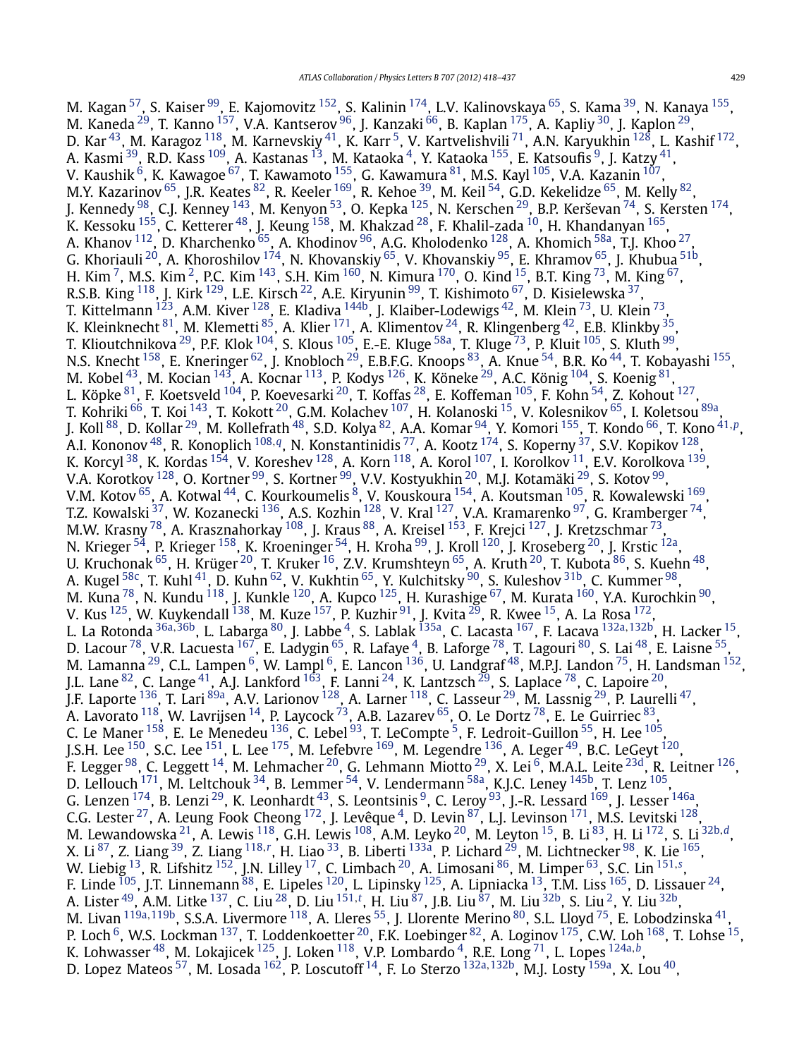M. Kagan[57], S. Kaiser[99], E. Kajomovitz[152], S. Kalinin[174], L.V. Kalinovskaya[65], S. Kama[39], N. Kanaya[155], M. Kaneda[29], T. Kanno[157], V.A. Kantserov[96], J. Kanzaki[66], B. Kaplan[175], A. Kapliy[30], J. Kaplon[29], D. Kar[43], M. Karagoz[118], M. Karnevskiy[41], K. Karr[5], V. Kartvelishvili[71], A.N. Karyukhin[128], L. Kashif[172], A. Kasmi[39], R.D. Kass[109], A. Kastanas[13], M. Kataoka[4], Y. Kataoka[155], E. Katsoufis[9], J. Katzy[41], V. Kaushik[6], K. Kawagoe[67], T. Kawamoto[155], G. Kawamura[81], M.S. Kayl[105], V.A. Kazanin[107], M.Y. Kazarinov[65], J.R. Keates[82], R. Keeler[169], R. Kehoe[39], M. Keil[54], G.D. Kekelidze[65], M. Kelly[82], J. Kennedy[98], C.J. Kenney[143], M. Kenyon[53], O. Kepka[125], N. Kerschen[29], B.P. Kerševan[74], S. Kersten[174], K. Kessoku[155], C. Ketterer[48], J. Keung[158], M. Khakzad[28], F. Khalil-zada[10], H. Khandanyan[165], A. Khanov[112], D. Kharchenko[65], A. Khodinov[96], A.G. Kholodenko[128], A. Khomich[58a], T.J. Khoo[27], G. Khoriauli[20], A. Khoroshilov[174], N. Khovanskiy[65], V. Khovanskiy[95], E. Khramov[65], J. Khubua[51b], H. Kim[7], M.S. Kim[2], P.C. Kim[143], S.H. Kim[160], N. Kimura[170], O. Kind[15], B.T. King[73], M. King[67], R.S.B. King[118], J. Kirk[129], L.E. Kirsch[22], A.E. Kiryunin[99], T. Kishimoto[67], D. Kisielewska[37], T. Kittelmann[123], A.M. Kiver[128], E. Kladiva[144b], J. Klaiber-Lodewigs[42], M. Klein[73], U. Klein[73], K. Kleinknecht[81], M. Klemetti[85], A. Klier[171], A. Klimentov[24], R. Klingenberg[42], E.B. Klinkby[35], T. Klioutchnikova[29], P.F. Klok[104], S. Klous[105], E.-E. Kluge[58a], T. Kluge[73], P. Kluit[105], S. Kluth[99], N.S. Knecht[158], E. Kneringer[62], J. Knobloch[29], E.B.F.G. Knoops[83], A. Knue[54], B.R. Ko[44], T. Kobayashi[155], M. Kobel[43], M. Kocian[143], A. Kocnar[113], P. Kodys[126], K. Köneke[29], A.C. König[104], S. Koenig[81], L. Köpke[81], F. Koetsveld[104], P. Koevesarki[20], T. Koffas[28], E. Koffeman[105], F. Kohn[54], Z. Kohout[127], T. Kohriki[66], T. Koi[143], T. Kokott[20], G.M. Kolachev[107], H. Kolanoski[15], V. Kolesnikov[65], I. Koletsou[89a], J. Koll[88], D. Kollar[29], M. Kollefrath[48], S.D. Kolya[82], A.A. Komar[94], Y. Komori[155], T. Kondo[66], T. Kono[41,p], A.I. Kononov[48], R. Konoplich[108,q], N. Konstantinidis[77], A. Kootz[174], S. Koperny[37], S.V. Kopikov[128], K. Korcyl[38], K. Kordas[154], V. Koreshev[128], A. Korn[118], A. Korol[107], I. Korolkov[11], E.V. Korolkova[139], V.A. Korotkov[128], O. Kortner[99], S. Kortner[99], V.V. Kostyukhin[20], M.J. Kotamäki[29], S. Kotov[99], V.M. Kotov[65], A. Kotwal[44], C. Kourkoumelis[8], V. Kouskoura[154], A. Koutsman[105], R. Kowalewski[169], T.Z. Kowalski[37], W. Kozanecki[136], A.S. Kozhin[128], V. Kral[127], V.A. Kramarenko[97], G. Kramberger[74], M.W. Krasny[78], A. Krasznahorkay[108], J. Kraus[88], A. Kreisel[153], F. Krejci[127], J. Kretzschmar[73], N. Krieger[54], P. Krieger[158], K. Kroeninger[54], H. Kroha[99], J. Kroll[120], J. Kroseberg[20], J. Krstic[12a], U. Kruchonak[65], H. Krüger[20], T. Kruker[16], Z.V. Krumshteyn[65], A. Kruth[20], T. Kubota[86], S. Kuehn[48], A. Kugel[58c], T. Kuhl[41], D. Kuhn[62], V. Kukhtin[65], Y. Kulchitsky[90], S. Kuleshov[31b], C. Kummer[98], M. Kuna[78], N. Kundu[118], J. Kunkle[120], A. Kupco[125], H. Kurashige[67], M. Kurata[160], Y.A. Kurochkin[90], V. Kus[125], W. Kuykendall[138], M. Kuze[157], P. Kuzhir[91], J. Kvita[29], R. Kwee[15], A. La Rosa[172], L. La Rotonda[36a,36b], L. Labarga[80], J. Labbe[4], S. Lablak[135a], C. Lacasta[167], F. Lacava[132a,132b], H. Lacker[15], D. Lacour[78], V.R. Lacuesta[167], E. Ladygin[65], R. Lafaye[4], B. Laforge[78], T. Lagouri[80], S. Lai[48], E. Laisne[55], M. Lamanna[29], C.L. Lampen[6], W. Lampl[6], E. Lancon[136], U. Landgraf[48], M.P.J. Landon[75], H. Landsman[152], J.L. Lane[82], C. Lange[41], A.J. Lankford[163], F. Lanni[24], K. Lantzsch[29], S. Laplace[78], C. Lapoire[20], J.F. Laporte[136], T. Lari[89a], A.V. Larionov[128], A. Larner[118], C. Lasseur[29], M. Lassnig[29], P. Laurelli[47], A. Lavorato[118], W. Lavrijsen[14], P. Laycock[73], A.B. Lazarev[65], O. Le Dortz[78], E. Le Guirriec[83], C. Le Maner[158], E. Le Menedeu[136], C. Lebel[93], T. LeCompte[5], F. Ledroit-Guillon[55], H. Lee[105], J.S.H. Lee[150], S.C. Lee[151], L. Lee[175], M. Lefebvre[169], M. Legendre[136], A. Leger[49], B.C. LeGeyt[120], F. Legger[98], C. Leggett[14], M. Lehmacher[20], G. Lehmann Miotto[29], X. Lei[6], M.A.L. Leite[23d], R. Leitner[126], D. Lellouch[171], M. Leltchouk[34], B. Lemmer[54], V. Lendermann[58a], K.J.C. Leney[145b], T. Lenz[105], G. Lenzen[174], B. Lenzi[29], K. Leonhardt[43], S. Leontsinis[9], C. Leroy[93], J.-R. Lessard[169], J. Lesser[146a], C.G. Lester[27], A. Leung Fook Cheong[172], J. Levêque[4], D. Levin[87], L.J. Levinson[171], M.S. Levitski[128], M. Lewandowska[21], A. Lewis[118], G.H. Lewis[108], A.M. Leyko[20], M. Leyton[15], B. Li[83], H. Li[172], S. Li[32b,d], X. Li[87], Z. Liang[39], Z. Liang[118,r], H. Liao[33], B. Liberti[133a], P. Lichard[29], M. Lichtnecker[98], K. Lie[165], W. Liebig[13], R. Lifshitz[152], J.N. Lilley[17], C. Limbach[20], A. Limosani[86], M. Limper[63], S.C. Lin[151,s], F. Linde[105], J.T. Linnemann[88], E. Lipeles[120], L. Lipinsky[125], A. Lipniacka[13], T.M. Liss[165], D. Lissauer[24], A. Lister[49], A.M. Litke[137], C. Liu[28], D. Liu[151,t], H. Liu[87], J.B. Liu[87], M. Liu[32b], S. Liu[2], Y. Liu[32b], M. Livan[119a,119b], S.S.A. Livermore[118], A. Lleres[55], J. Llorente Merino[80], S.L. Lloyd[75], E. Lobodzinska[41], P. Loch[6], W.S. Lockman[137], T. Loddenkoetter[20], F.K. Loebinger[82], A. Loginov[175], C.W. Loh[168], T. Lohse[15], K. Lohwasser[48], M. Lokajicek[125], J. Loken[118], V.P. Lombardo[4], R.E. Long[71], L. Lopes[124a,b], D. Lopez Mateos[57], M. Losada[162], P. Loscutoff[14], F. Lo Sterzo[132a,132b], M.J. Losty[159a], X. Lou[40],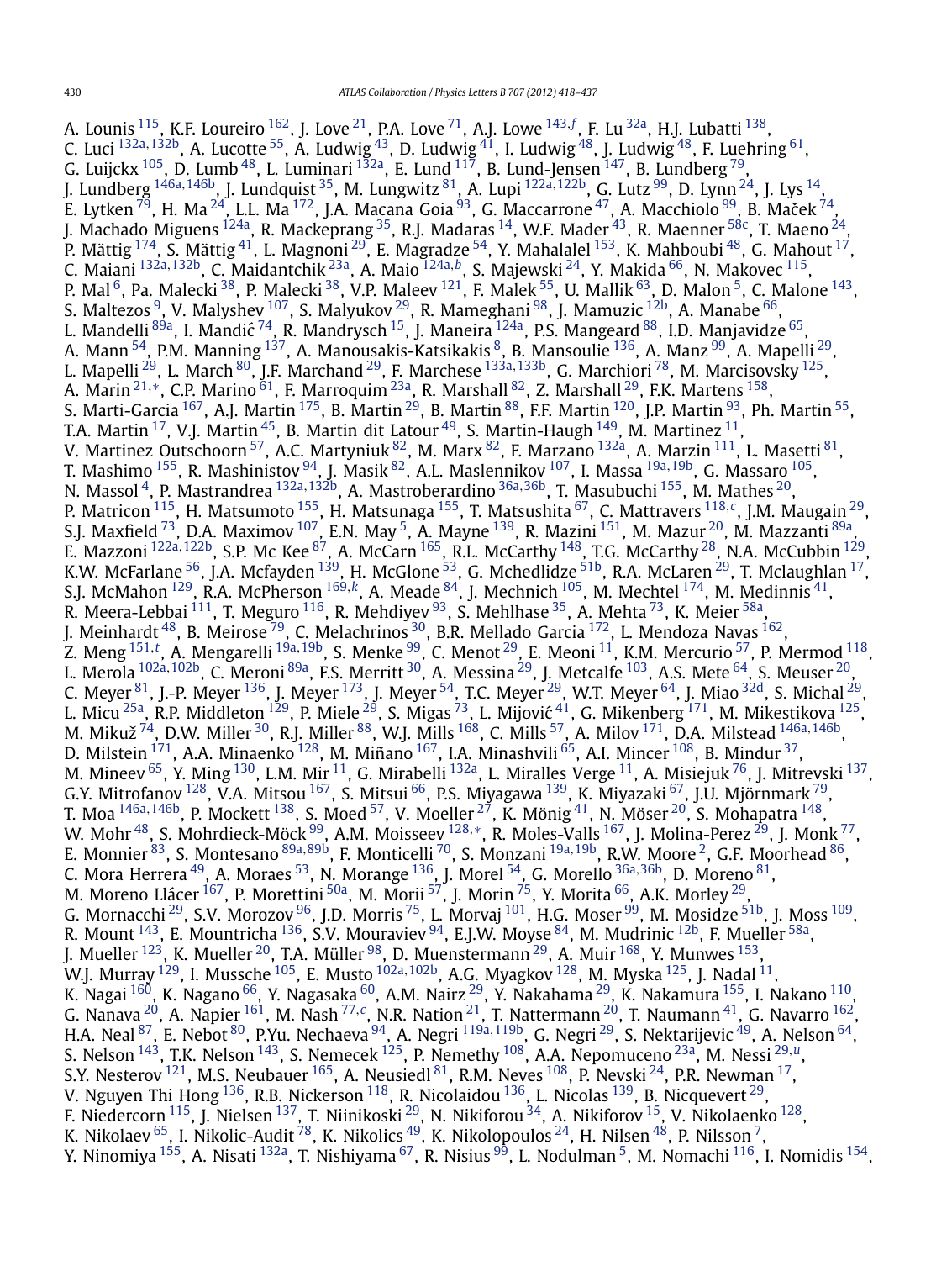A. Lounis [115], K.F. Loureiro [162], J. Love [21], P.A. Love [71], A.J. Lowe [143,f], F. Lu [32a], H.J. Lubatti [138], C. Luci [132a,132b], A. Lucotte [55], A. Ludwig [43], D. Ludwig [41], I. Ludwig [48], J. Ludwig [48], F. Luehring [61], G. Luijckx [105], D. Lumb [48], L. Luminari [132a], E. Lund [117], B. Lund-Jensen [147], B. Lundberg [79], J. Lundberg [146a,146b], J. Lundquist [35], M. Lungwitz [81], A. Lupi [122a,122b], G. Lutz [99], D. Lynn [24], J. Lys [14], E. Lytken [79], H. Ma [24], L.L. Ma [172], J.A. Macana Goia [93], G. Maccarrone [47], A. Macchiolo [99], B. Maček [74], J. Machado Miguens [124a], R. Mackeprang [35], R.J. Madaras [14], W.F. Mader [43], R. Maenner [58c], T. Maeno [24], P. Mättig [174], S. Mättig [41], L. Magnoni [29], E. Magradze [54], Y. Mahalalel [153], K. Mahboubi [48], G. Mahout [17], C. Maiani [132a,132b], C. Maidantchik [23a], A. Maio [124a,b], S. Majewski [24], Y. Makida [66], N. Makovec [115], P. Mal [6], Pa. Malecki [38], P. Malecki [38], V.P. Maleev [121], F. Malek [55], U. Mallik [63], D. Malon [5], C. Malone [143], S. Maltezos [9], V. Malyshev [107], S. Malyukov [29], R. Mameghani [98], J. Mamuzic [12b], A. Manabe [66], L. Mandelli [89a], I. Mandić [74], R. Mandrysch [15], J. Maneira [124a], P.S. Mangeard [88], I.D. Manjavidze [65], A. Mann [54], P.M. Manning [137], A. Manousakis-Katsikakis [8], B. Mansoulie [136], A. Manz [99], A. Mapelli [29], L. Mapelli [29], L. March [80], J.F. Marchand [29], F. Marchese [133a,133b], G. Marchiori [78], M. Marcisovsky [125], A. Marin [21,*], C.P. Marino [61], F. Marroquim [23a], R. Marshall [82], Z. Marshall [29], F.K. Martens [158], S. Marti-Garcia [167], A.J. Martin [175], B. Martin [29], B. Martin [88], F.F. Martin [120], J.P. Martin [93], Ph. Martin [55], T.A. Martin [17], V.J. Martin [45], B. Martin dit Latour [49], S. Martin-Haugh [149], M. Martinez [11], V. Martinez Outschoorn [57], A.C. Martyniuk [82], M. Marx [82], F. Marzano [132a], A. Marzin [111], L. Masetti [81], T. Mashimo [155], R. Mashinistov [94], J. Masik [82], A.L. Maslennikov [107], I. Massa [19a,19b], G. Massaro [105], N. Massol [4], P. Mastrandrea [132a,132b], A. Mastroberardino [36a,36b], T. Masubuchi [155], M. Mathes [20], P. Matricon [115], H. Matsumoto [155], H. Matsunaga [155], T. Matsushita [67], C. Mattravers [118,c], J.M. Maugain [29], S.J. Maxfield [73], D.A. Maximov [107], E.N. May [5], A. Mayne [139], R. Mazini [151], M. Mazur [20], M. Mazzanti [89a], E. Mazzoni [122a,122b], S.P. Mc Kee [87], A. McCarn [165], R.L. McCarthy [148], T.G. McCarthy [28], N.A. McCubbin [129], K.W. McFarlane [56], J.A. Mcfayden [139], H. McGlone [53], G. Mchedlidze [51b], R.A. McLaren [29], T. Mclaughlan [17], S.J. McMahon [129], R.A. McPherson [169,k], A. Meade [84], J. Mechnich [105], M. Mechtel [174], M. Medinnis [41], R. Meera-Lebbai [111], T. Meguro [116], R. Mehdiyev [93], S. Mehlhase [35], A. Mehta [73], K. Meier [58a], J. Meinhardt [48], B. Meirose [79], C. Melachrinos [30], B.R. Mellado Garcia [172], L. Mendoza Navas [162], Z. Meng [151,t], A. Mengarelli [19a,19b], S. Menke [99], C. Menot [29], E. Meoni [11], K.M. Mercurio [57], P. Mermod [118], L. Merola [102a,102b], C. Meroni [89a], F.S. Merritt [30], A. Messina [29], J. Metcalfe [103], A.S. Mete [64], S. Meuser [20], C. Meyer [81], J.-P. Meyer [136], J. Meyer [173], J. Meyer [54], T.C. Meyer [29], W.T. Meyer [64], J. Miao [32d], S. Michal [29], L. Micu [25a], R.P. Middleton [129], P. Miele [29], S. Migas [73], L. Mijović [41], G. Mikenberg [171], M. Mikestikova [125], M. Mikuž [74], D.W. Miller [30], R.J. Miller [88], W.J. Mills [168], C. Mills [57], A. Milov [171], D.A. Milstead [146a,146b], D. Milstein [171], A.A. Minaenko [128], M. Miñano [167], I.A. Minashvili [65], A.I. Mincer [108], B. Mindur [37], M. Mineev [65], Y. Ming [130], L.M. Mir [11], G. Mirabelli [132a], L. Miralles Verge [11], A. Misiejuk [76], J. Mitrevski [137], G.Y. Mitrofanov [128], V.A. Mitsou [167], S. Mitsui [66], P.S. Miyagawa [139], K. Miyazaki [67], J.U. Mjörnmark [79], T. Moa [146a,146b], P. Mockett [138], S. Moed [57], V. Moeller [27], K. Mönig [41], N. Möser [20], S. Mohapatra [148], W. Mohr [48], S. Mohrdieck-Möck [99], A.M. Moisseev [128,*], R. Moles-Valls [167], J. Molina-Perez [29], J. Monk [77], E. Monnier [83], S. Montesano [89a,89b], F. Monticelli [70], S. Monzani [19a,19b], R.W. Moore [2], G.F. Moorhead [86], C. Mora Herrera [49], A. Moraes [53], N. Morange [136], J. Morel [54], G. Morello [36a,36b], D. Moreno [81], M. Moreno Llácer [167], P. Morettini [50a], M. Morii [57], J. Morin [75], Y. Morita [66], A.K. Morley [29], G. Mornacchi [29], S.V. Morozov [96], J.D. Morris [75], L. Morvaj [101], H.G. Moser [99], M. Mosidze [51b], J. Moss [109], R. Mount [143], E. Mountricha [136], S.V. Mouraviev [94], E.J.W. Moyse [84], M. Mudrinic [12b], F. Mueller [58a], J. Mueller [123], K. Mueller [20], T.A. Müller [98], D. Muenstermann [29], A. Muir [168], Y. Munwes [153], W.J. Murray [129], I. Mussche [105], E. Musto [102a,102b], A.G. Myagkov [128], M. Myska [125], J. Nadal [11], K. Nagai [160], K. Nagano [66], Y. Nagasaka [60], A.M. Nairz [29], Y. Nakahama [29], K. Nakamura [155], I. Nakano [110], G. Nanava [20], A. Napier [161], M. Nash [77,c], N.R. Nation [21], T. Nattermann [20], T. Naumann [41], G. Navarro [162], H.A. Neal [87], E. Nebot [80], P.Yu. Nechaeva [94], A. Negri [119a,119b], G. Negri [29], S. Nektarijevic [49], A. Nelson [64], S. Nelson [143], T.K. Nelson [143], S. Nemecek [125], P. Nemethy [108], A.A. Nepomuceno [23a], M. Nessi [29,u], S.Y. Nesterov [121], M.S. Neubauer [165], A. Neusiedl [81], R.M. Neves [108], P. Nevski [24], P.R. Newman [17], V. Nguyen Thi Hong [136], R.B. Nickerson [118], R. Nicolaidou [136], L. Nicolas [139], B. Nicquevert [29], F. Niedercorn [115], J. Nielsen [137], T. Niinikoski [29], N. Nikiforou [34], A. Nikiforov [15], V. Nikolaenko [128], K. Nikolaev [65], I. Nikolic-Audit [78], K. Nikolics [49], K. Nikolopoulos [24], H. Nilsen [48], P. Nilsson [7], Y. Ninomiya [155], A. Nisati [132a], T. Nishiyama [67], R. Nisius [99], L. Nodulman [5], M. Nomachi [116], I. Nomidis [154],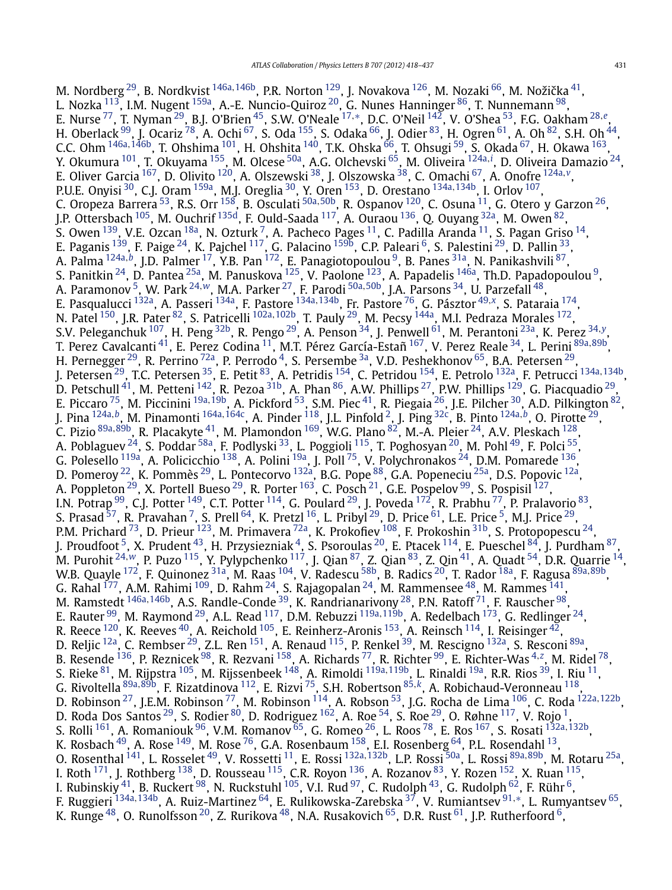M. Nordberg [29], B. Nordkvist [146a,146b], P.R. Norton [129], J. Novakova [126], M. Nozaki [66], M. Nožička [41], L. Nozka [113], I.M. Nugent [159a], A.-E. Nuncio-Quiroz [20], G. Nunes Hanninger [86], T. Nunnemann [98], E. Nurse [77], T. Nyman [29], B.J. O'Brien [45], S.W. O'Neale [17,*], D.C. O'Neil [142], V. O'Shea [53], F.G. Oakham [28,e], H. Oberlack [99], J. Ocariz [78], A. Ochi [67], S. Oda [155], S. Odaka [66], J. Odier [83], H. Ogren [61], A. Oh [82], S.H. Oh [44], C.C. Ohm [146a,146b], T. Ohshima [101], H. Ohshita [140], T.K. Ohska [66], T. Ohsugi [59], S. Okada [67], H. Okawa [163], Y. Okumura [101], T. Okuyama [155], M. Olcese [50a], A.G. Olchevski [65], M. Oliveira [124a,i], D. Oliveira Damazio [24], E. Oliver Garcia [167], D. Olivito [120], A. Olszewski [38], J. Olszowska [38], C. Omachi [67], A. Onofre [124a,v], P.U.E. Onyisi [30], C.J. Oram [159a], M.J. Oreglia [30], Y. Oren [153], D. Orestano [134a,134b], I. Orlov [107], C. Oropeza Barrera [53], R.S. Orr [158], B. Osculati [50a,50b], R. Ospanov [120], C. Osuna [11], G. Otero y Garzon [26], J.P. Ottersbach [105], M. Ouchrif [135d], F. Ould-Saada [117], A. Ouraou [136], Q. Ouyang [32a], M. Owen [82], S. Owen [139], V.E. Ozcan [18a], N. Ozturk [7], A. Pacheco Pages [11], C. Padilla Aranda [11], S. Pagan Griso [14], E. Paganis [139], F. Paige [24], K. Pajchel [117], G. Palacino [159b], C.P. Paleari [6], S. Palestini [29], D. Pallin [33], A. Palma [124a,b], J.D. Palmer [17], Y.B. Pan [172], E. Panagiotopoulou [9], B. Panes [31a], N. Panikashvili [87], S. Panitkin [24], D. Pantea [25a], M. Panuskova [125], V. Paolone [123], A. Papadelis [146a], Th.D. Papadopoulou [9], A. Paramonov [5], W. Park [24,w], M.A. Parker [27], F. Parodi [50a,50b], J.A. Parsons [34], U. Parzefall [48], E. Pasqualucci [132a], A. Passeri [134a], F. Pastore [134a,134b], Fr. Pastore [76], G. Pásztor [49,x], S. Pataraia [174], N. Patel [150], J.R. Pater [82], S. Patricelli [102a,102b], T. Pauly [29], M. Pecsy [144a], M.I. Pedraza Morales [172], S.V. Peleganchuk [107], H. Peng [32b], R. Pengo [29], A. Penson [34], J. Penwell [61], M. Perantoni [23a], K. Perez [34,y], T. Perez Cavalcanti [41], E. Perez Codina [11], M.T. Pérez García-Estañ [167], V. Perez Reale [34], L. Perini [89a,89b], H. Pernegger [29], R. Perrino [72a], P. Perrodo [4], S. Persembe [3a], V.D. Peshekhonov [65], B.A. Petersen [29], J. Petersen [29], T.C. Petersen [35], E. Petit [83], A. Petridis [154], C. Petridou [154], E. Petrolo [132a], F. Petrucci [134a,134b], D. Petschull [41], M. Petteni [142], R. Pezoa [31b], A. Phan [86], A.W. Phillips [27], P.W. Phillips [129], G. Piacquadio [29], E. Piccaro [75], M. Piccinini [19a,19b], A. Pickford [53], S.M. Piec [41], R. Piegaia [26], J.E. Pilcher [30], A.D. Pilkington [82], J. Pina [124a,b], M. Pinamonti [164a,164c], A. Pinder [118], J.L. Pinfold [2], J. Ping [32c], B. Pinto [124a,b], O. Pirotte [29], C. Pizio [89a,89b], R. Placakyte [41], M. Plamondon [169], W.G. Plano [82], M.-A. Pleier [24], A.V. Pleskach [128], A. Poblaguev [24], S. Poddar [58a], F. Podlyski [33], L. Poggioli [115], T. Poghosyan [20], M. Pohl [49], F. Polci [55], G. Polesello [119a], A. Policicchio [138], A. Polini [19a], J. Poll [75], V. Polychronakos [24], D.M. Pomarede [136], D. Pomeroy [22], K. Pommès [29], L. Pontecorvo [132a], B.G. Pope [88], G.A. Popeneciu [25a], D.S. Popovic [12a], A. Poppleton [29], X. Portell Bueso [29], R. Porter [163], C. Posch [21], G.E. Pospelov [99], S. Pospisil [127], I.N. Potrap [99], C.J. Potter [149], C.T. Potter [114], G. Poulard [29], J. Poveda [172], R. Prabhu [77], P. Pralavorio [83], S. Prasad [57], R. Pravahan [7], S. Prell [64], K. Pretzl [16], L. Pribyl [29], D. Price [61], L.E. Price [5], M.J. Price [29], P.M. Prichard [73], D. Prieur [123], M. Primavera [72a], K. Prokofiev [108], F. Prokoshin [31b], S. Protopopescu [24], J. Proudfoot [5], X. Prudent [43], H. Przysiezniak [4], S. Psoroulas [20], E. Ptacek [114], E. Pueschel [84], J. Purdham [87], M. Purohit [24,w], P. Puzo [115], Y. Pylypchenko [117], J. Qian [87], Z. Qian [83], Z. Qin [41], A. Quadt [54], D.R. Quarrie [14], W.B. Quayle [172], F. Quinonez [31a], M. Raas [104], V. Radescu [58b], B. Radics [20], T. Rador [18a], F. Ragusa [89a,89b], G. Rahal [177], A.M. Rahimi [109], D. Rahm [24], S. Rajagopalan [24], M. Rammensee [48], M. Rammes [141], M. Ramstedt [146a,146b], A.S. Randle-Conde [39], K. Randrianarivony [28], P.N. Ratoff [71], F. Rauscher [98], E. Rauter [99], M. Raymond [29], A.L. Read [117], D.M. Rebuzzi [119a,119b], A. Redelbach [173], G. Redlinger [24], R. Reece [120], K. Reeves [40], A. Reichold [105], E. Reinherz-Aronis [153], A. Reinsch [114], I. Reisinger [42], D. Reljic [12a], C. Rembser [29], Z.L. Ren [151], A. Renaud [115], P. Renkel [39], M. Rescigno [132a], S. Resconi [89a], B. Resende [136], P. Reznicek [98], R. Rezvani [158], A. Richards [77], R. Richter [99], E. Richter-Was [4,z], M. Ridel [78], S. Rieke [81], M. Rijpstra [105], M. Rijssenbeek [148], A. Rimoldi [119a,119b], L. Rinaldi [19a], R.R. Rios [39], I. Riu [11], G. Rivoltella [89a,89b], F. Rizatdinova [112], E. Rizvi [75], S.H. Robertson [85,k], A. Robichaud-Veronneau [118], D. Robinson [27], J.E.M. Robinson [77], M. Robinson [114], A. Robson [53], J.G. Rocha de Lima [106], C. Roda [122a,122b], D. Roda Dos Santos [29], S. Rodier [80], D. Rodriguez [162], A. Roe [54], S. Roe [29], O. Røhne [117], V. Rojo [1], S. Rolli [161], A. Romaniouk [96], V.M. Romanov [65], G. Romeo [26], L. Roos [78], E. Ros [167], S. Rosati [132a,132b], K. Rosbach [49], A. Rose [149], M. Rose [76], G.A. Rosenbaum [158], E.I. Rosenberg [64], P.L. Rosendahl [13], O. Rosenthal [141], L. Rosselet [49], V. Rossetti [11], E. Rossi [132a,132b], L.P. Rossi [50a], L. Rossi [89a,89b], M. Rotaru [25a], I. Roth [171], J. Rothberg [138], D. Rousseau [115], C.R. Royon [136], A. Rozanov [83], Y. Rozen [152], X. Ruan [115], I. Rubinskiy [41], B. Ruckert [98], N. Ruckstuhl [105], V.I. Rud [97], C. Rudolph [43], G. Rudolph [62], F. Rühr [6], F. Ruggieri [134a,134b], A. Ruiz-Martinez [64], E. Rulikowska-Zarebska [37], V. Rumiantsev [91,*], L. Rumyantsev [65], K. Runge [48], O. Runolfsson [20], Z. Rurikova [48], N.A. Rusakovich [65], D.R. Rust [61], J.P. Rutherfoord [6],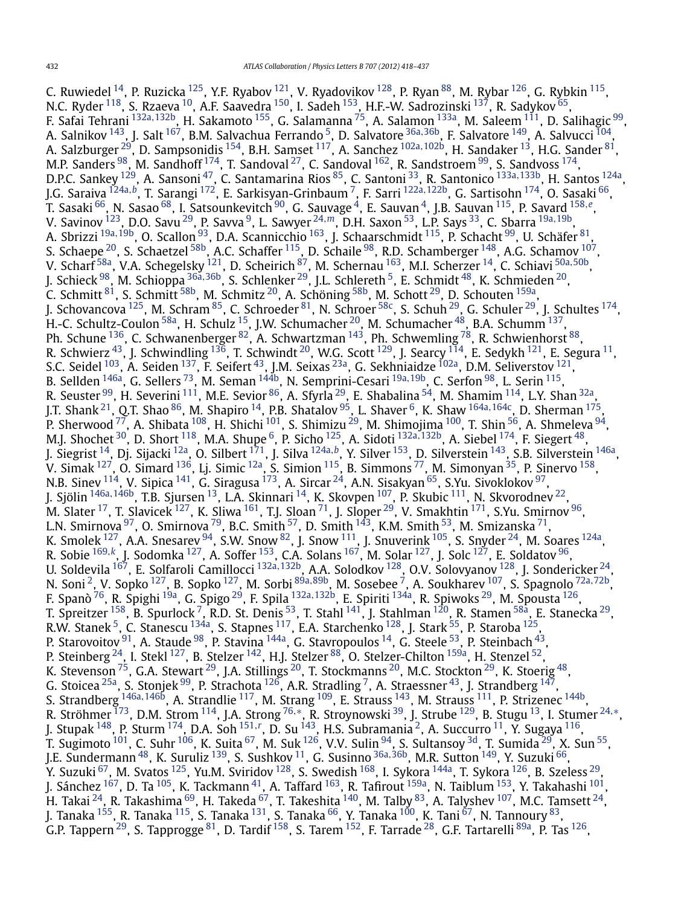C. Ruwiedel [14], P. Ruzicka [125], Y.F. Ryabov [121], V. Ryadovikov [128], P. Ryan [88], M. Rybar [126], G. Rybkin [115], N.C. Ryder [118], S. Rzaeva [10], A.F. Saavedra [150], I. Sadeh [153], H.F.-W. Sadrozinski [137], R. Sadykov [65], F. Safai Tehrani [132a,132b], H. Sakamoto [155], G. Salamanna [75], A. Salamon [133a], M. Saleem [111], D. Salihagic [99], A. Salnikov [143], J. Salt [167], B.M. Salvachua Ferrando [5], D. Salvatore [36a,36b], F. Salvatore [149], A. Salvucci [104], A. Salzburger [29], D. Sampsonidis [154], B.H. Samset [117], A. Sanchez [102a,102b], H. Sandaker [13], H.G. Sander [81], M.P. Sanders [98], M. Sandhoff [174], T. Sandoval [27], C. Sandoval [162], R. Sandstroem [99], S. Sandvoss [174], D.P.C. Sankey [129], A. Sansoni [47], C. Santamarina Rios [85], C. Santoni [33], R. Santonico [133a,133b], H. Santos [124a], J.G. Saraiva [124a,b], T. Sarangi [172], E. Sarkisyan-Grinbaum [7], F. Sarri [122a,122b], G. Sartisohn [174], O. Sasaki [66], T. Sasaki [66], N. Sasao [68], I. Satsounkevitch [90], G. Sauvage [4], E. Sauvan [4], J.B. Sauvan [115], P. Savard [158,e], V. Savinov [123], D.O. Savu [29], P. Savva [9], L. Sawyer [24,m], D.H. Saxon [53], L.P. Says [33], C. Sbarra [19a,19b], A. Sbrizzi [19a,19b], O. Scallon [93], D.A. Scannicchio [163], J. Schaarschmidt [115], P. Schacht [99], U. Schäfer [81], S. Schaepe [20], S. Schaetzel [58b], A.C. Schaffer [115], D. Schaile [98], R.D. Schamberger [148], A.G. Schamov [107], V. Scharf [58a], V.A. Schegelsky [121], D. Scheirich [87], M. Schernau [163], M.I. Scherzer [14], C. Schiavi [50a,50b], J. Schieck [98], M. Schioppa [36a,36b], S. Schlenker [29], J.L. Schlereth [5], E. Schmidt [48], K. Schmieden [20], C. Schmitt [81], S. Schmitt [58b], M. Schmitz [20], A. Schöning [58b], M. Schott [29], D. Schouten [159a], J. Schovancova [125], M. Schram [85], C. Schroeder [81], N. Schroer [58c], S. Schuh [29], G. Schuler [29], J. Schultes [174], H.-C. Schultz-Coulon [58a], H. Schulz [15], J.W. Schumacher [20], M. Schumacher [48], B.A. Schumm [137], Ph. Schune [136], C. Schwanenberger [82], A. Schwartzman [143], Ph. Schwemling [78], R. Schwienhorst [88], R. Schwierz [43], J. Schwindling [136], T. Schwindt [20], W.G. Scott [129], J. Searcy [114], E. Sedykh [121], E. Segura [11], S.C. Seidel [103], A. Seiden [137], F. Seifert [43], J.M. Seixas [23a], G. Sekhniaidze [102a], D.M. Seliverstov [121], B. Sellden [146a], G. Sellers [73], M. Seman [144b], N. Semprini-Cesari [19a,19b], C. Serfon [98], L. Serin [115], R. Seuster [99], H. Severini [111], M.E. Sevior [86], A. Sfyrla [29], E. Shabalina [54], M. Shamim [114], L.Y. Shan [32a], J.T. Shank [21], Q.T. Shao [86], M. Shapiro [14], P.B. Shatalov [95], L. Shaver [6], K. Shaw [164a,164c], D. Sherman [175], P. Sherwood [77], A. Shibata [108], H. Shichi [101], S. Shimizu [29], M. Shimojima [100], T. Shin [56], A. Shmeleva [94], M.J. Shochet [30], D. Short [118], M.A. Shupe [6], P. Sicho [125], A. Sidoti [132a,132b], A. Siebel [174], F. Siegert [48], J. Siegrist [14], Dj. Sijacki [12a], O. Silbert [171], J. Silva [124a,b], Y. Silver [153], D. Silverstein [143], S.B. Silverstein [146a], V. Simak [127], O. Simard [136], Lj. Simic [12a], S. Simion [115], B. Simmons [77], M. Simonyan [35], P. Sinervo [158], N.B. Sinev [114], V. Sipica [141], G. Siragusa [173], A. Sircar [24], A.N. Sisakyan [65], S.Yu. Sivoklokov [97], J. Sjölin [146a,146b], T.B. Sjursen [13], L.A. Skinnari [14], K. Skovpen [107], P. Skubic [111], N. Skvorodnev [22], M. Slater [17], T. Slavicek [127], K. Sliwa [161], T.J. Sloan [71], J. Sloper [29], V. Smakhtin [171], S.Yu. Smirnov [96], L.N. Smirnova [97], O. Smirnova [79], B.C. Smith [57], D. Smith [143], K.M. Smith [53], M. Smizanska [71], K. Smolek [127], A.A. Snesarev [94], S.W. Snow [82], J. Snow [111], J. Snuverink [105], S. Snyder [24], M. Soares [124a], R. Sobie [169,k], J. Sodomka [127], A. Soffer [153], C.A. Solans [167], M. Solar [127], J. Solc [127], E. Soldatov [96], U. Soldevila [167], E. Solfaroli Camillocci [132a,132b], A.A. Solodkov [128], O.V. Solovyanov [128], J. Sondericker [24], N. Soni [2], V. Sopko [127], B. Sopko [127], M. Sorbi [89a,89b], M. Sosebee [7], A. Soukharev [107], S. Spagnolo [72a,72b], F. Spanò [76], R. Spighi [19a], G. Spigo [29], F. Spila [132a,132b], E. Spiriti [134a], R. Spiwoks [29], M. Spousta [126], T. Spreitzer [158], B. Spurlock [7], R.D. St. Denis [53], T. Stahl [141], J. Stahlman [120], R. Stamen [58a], E. Stanecka [29], R.W. Stanek [5], C. Stanescu [134a], S. Stapnes [117], E.A. Starchenko [128], J. Stark [55], P. Staroba [125], P. Starovoitov [91], A. Staude [98], P. Stavina [144a], G. Stavropoulos [14], G. Steele [53], P. Steinbach [43], P. Steinberg [24], I. Stekl [127], B. Stelzer [142], H.J. Stelzer [88], O. Stelzer-Chilton [159a], H. Stenzel [52], K. Stevenson [75], G.A. Stewart [29], J.A. Stillings [20], T. Stockmanns [20], M.C. Stockton [29], K. Stoerig [48], G. Stoicea [25a], S. Stonjek [99], P. Strachota [126], A.R. Stradling [7], A. Straessner [43], J. Strandberg [147], S. Strandberg [146a,146b], A. Strandlie [117], M. Strang [109], E. Strauss [143], M. Strauss [111], P. Strizenec [144b], R. Ströhmer [173], D.M. Strom [114], J.A. Strong [76,*], R. Stroynowski [39], J. Strube [129], B. Stugu [13], I. Stumer [24,*], J. Stupak [148], P. Sturm [174], D.A. Soh [151,r], D. Su [143], H.S. Subramania [2], A. Succurro [11], Y. Sugaya [116], T. Sugimoto [101], C. Suhr [106], K. Suita [67], M. Suk [126], V.V. Sulin [94], S. Sultansoy [3d], T. Sumida [29], X. Sun [55], J.E. Sundermann [48], K. Suruliz [139], S. Sushkov [11], G. Susinno [36a,36b], M.R. Sutton [149], Y. Suzuki [66], Y. Suzuki [67], M. Svatos [125], Yu.M. Sviridov [128], S. Swedish [168], I. Sykora [144a], T. Sykora [126], B. Szeless [29], J. Sánchez [167], D. Ta [105], K. Tackmann [41], A. Taffard [163], R. Tafirout [159a], N. Taiblum [153], Y. Takahashi [101], H. Takai [24], R. Takashima [69], H. Takeda [67], T. Takeshita [140], M. Talby [83], A. Talyshev [107], M.C. Tamsett [24], J. Tanaka [155], R. Tanaka [115], S. Tanaka [131], S. Tanaka [66], Y. Tanaka [100], K. Tani [67], N. Tannoury [83], G.P. Tappern [29], S. Tapprogge [81], D. Tardif [158], S. Tarem [152], F. Tarrade [28], G.F. Tartarelli [89a], P. Tas [126],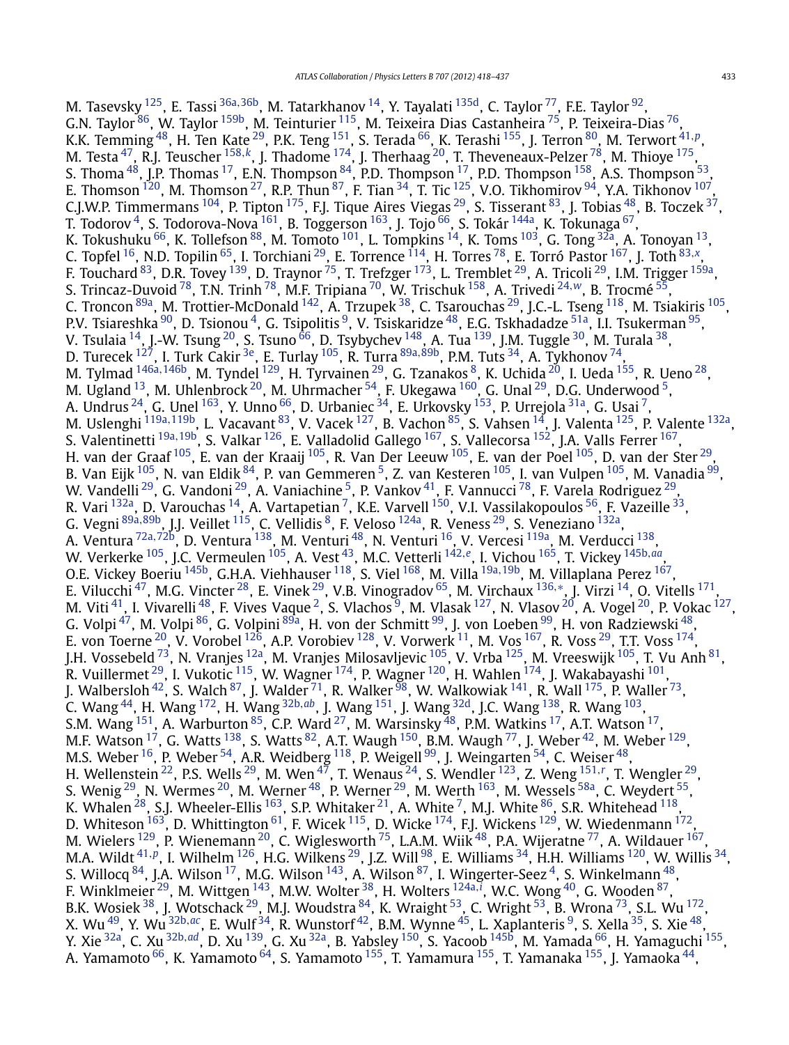M. Tasevsky [125], E. Tassi [36a,36b], M. Tatarkhanov [14], Y. Tayalati [135d], C. Taylor [77], F.E. Taylor [92], G.N. Taylor [86], W. Taylor [159b], M. Teinturier [115], M. Teixeira Dias Castanheira [75], P. Teixeira-Dias [76], K.K. Temming [48], H. Ten Kate [29], P.K. Teng [151], S. Terada [66], K. Terashi [155], J. Terron [80], M. Terwort [41,p], M. Testa [47], R.J. Teuscher [158,k], J. Thadome [174], J. Therhaag [20], T. Theveneaux-Pelzer [78], M. Thioye [175], S. Thoma [48], J.P. Thomas [17], E.N. Thompson [84], P.D. Thompson [17], P.D. Thompson [158], A.S. Thompson [53], E. Thomson [120], M. Thomson [27], R.P. Thun [87], F. Tian [34], T. Tic [125], V.O. Tikhomirov [94], Y.A. Tikhonov [107], C.J.W.P. Timmermans [104], P. Tipton [175], F.J. Tique Aires Viegas [29], S. Tisserant [83], J. Tobias [48], B. Toczek [37], T. Todorov [4], S. Todorova-Nova [161], B. Toggerson [163], J. Tojo [66], S. Tokár [144a], K. Tokunaga [67], K. Tokushuku [66], K. Tollefson [88], M. Tomoto [101], L. Tompkins [14], K. Toms [103], G. Tong [32a], A. Tonoyan [13], C. Topfel [16], N.D. Topilin [65], I. Torchiani [29], E. Torrence [114], H. Torres [78], E. Torró Pastor [167], J. Toth [83,x], F. Touchard [83], D.R. Tovey [139], D. Traynor [75], T. Trefzger [173], L. Tremblet [29], A. Tricoli [29], I.M. Trigger [159a], S. Trincaz-Duvoid [78], T.N. Trinh [78], M.F. Tripiana [70], W. Trischuk [158], A. Trivedi [24,w], B. Trocmé [55], C. Troncon [89a], M. Trottier-McDonald [142], A. Trzupek [38], C. Tsarouchas [29], J.C.-L. Tseng [118], M. Tsiakiris [105], P.V. Tsiareshka [90], D. Tsionou [4], G. Tsipolitis [9], V. Tsiskaridze [48], E.G. Tskhadadze [51a], I.I. Tsukerman [95], V. Tsulaia [14], J.-W. Tsung [20], S. Tsuno [66], D. Tsybychev [148], A. Tua [139], J.M. Tuggle [30], M. Turala [38], D. Turecek [127], I. Turk Cakir [3e], E. Turlay [105], R. Turra [89a,89b], P.M. Tuts [34], A. Tykhonov [74], M. Tylmad [146a,146b], M. Tyndel [129], H. Tyrvainen [29], G. Tzanakos [8], K. Uchida [20], I. Ueda [155], R. Ueno [28], M. Ugland [13], M. Uhlenbrock [20], M. Uhrmacher [54], F. Ukegawa [160], G. Unal [29], D.G. Underwood [5], A. Undrus [24], G. Unel [163], Y. Unno [66], D. Urbaniec [34], E. Urkovsky [153], P. Urrejola [31a], G. Usai [7], M. Uslenghi [119a,119b], L. Vacavant [83], V. Vacek [127], B. Vachon [85], S. Vahsen [14], J. Valenta [125], P. Valente [132a], S. Valentinetti [19a,19b], S. Valkar [126], E. Valladolid Gallego [167], S. Vallecorsa [152], J.A. Valls Ferrer [167], H. van der Graaf [105], E. van der Kraaij [105], R. Van Der Leeuw [105], E. van der Poel [105], D. van der Ster [29], B. Van Eijk [105], N. van Eldik [84], P. van Gemmeren [5], Z. van Kesteren [105], I. van Vulpen [105], M. Vanadia [99], W. Vandelli [29], G. Vandoni [29], A. Vaniachine [5], P. Vankov [41], F. Vannucci [78], F. Varela Rodriguez [29], R. Vari [132a], D. Varouchas [14], A. Vartapetian [7], K.E. Varvell [150], V.I. Vassilakopoulos [56], F. Vazeille [33], G. Vegni [89a,89b], J.J. Veillet [115], C. Vellidis [8], F. Veloso [124a], R. Veness [29], S. Veneziano [132a], A. Ventura [72a,72b], D. Ventura [138], M. Venturi [48], N. Venturi [16], V. Vercesi [119a], M. Verducci [138], W. Verkerke [105], J.C. Vermeulen [105], A. Vest [43], M.C. Vetterli [142,e], I. Vichou [165], T. Vickey [145b,aa], O.E. Vickey Boeriu [145b], G.H.A. Viehhauser [118], S. Viel [168], M. Villa [19a,19b], M. Villaplana Perez [167], E. Vilucchi [47], M.G. Vincter [28], E. Vinek [29], V.B. Vinogradov [65], M. Virchaux [136,*], J. Virzi [14], O. Vitells [171], M. Viti [41], I. Vivarelli [48], F. Vives Vaque [2], S. Vlachos [9], M. Vlasak [127], N. Vlasov [20], A. Vogel [20], P. Vokac [127], G. Volpi [47], M. Volpi [86], G. Volpini [89a], H. von der Schmitt [99], J. von Loeben [99], H. von Radziewski [48], E. von Toerne [20], V. Vorobel [126], A.P. Vorobiev [128], V. Vorwerk [11], M. Vos [167], R. Voss [29], T.T. Voss [174], J.H. Vossebeld [73], N. Vranjes [12a], M. Vranjes Milosavljevic [105], V. Vrba [125], M. Vreeswijk [105], T. Vu Anh [81], R. Vuillermet [29], I. Vukotic [115], W. Wagner [174], P. Wagner [120], H. Wahlen [174], J. Wakabayashi [101], J. Walbersloh [42], S. Walch [87], J. Walder [71], R. Walker [98], W. Walkowiak [141], R. Wall [175], P. Waller [73], C. Wang [44], H. Wang [172], H. Wang [32b,ab], J. Wang [151], J. Wang [32d], J.C. Wang [138], R. Wang [103], S.M. Wang [151], A. Warburton [85], C.P. Ward [27], M. Warsinsky [48], P.M. Watkins [17], A.T. Watson [17], M.F. Watson [17], G. Watts [138], S. Watts [82], A.T. Waugh [150], B.M. Waugh [77], J. Weber [42], M. Weber [129], M.S. Weber [16], P. Weber [54], A.R. Weidberg [118], P. Weigell [99], J. Weingarten [54], C. Weiser [48], H. Wellenstein [22], P.S. Wells [29], M. Wen [47], T. Wenaus [24], S. Wendler [123], Z. Weng [151,r], T. Wengler [29], S. Wenig [29], N. Wermes [20], M. Werner [48], P. Werner [29], M. Werth [163], M. Wessels [58a], C. Weydert [55], K. Whalen [28], S.J. Wheeler-Ellis [163], S.P. Whitaker [21], A. White [7], M.J. White [86], S.R. Whitehead [118], D. Whiteson [163], D. Whittington [61], F. Wicek [115], D. Wicke [174], F.J. Wickens [129], W. Wiedenmann [172], M. Wielers [129], P. Wienemann [20], C. Wiglesworth [75], L.A.M. Wiik [48], P.A. Wijeratne [77], A. Wildauer [167], M.A. Wildt [41,p], I. Wilhelm [126], H.G. Wilkens [29], J.Z. Will [98], E. Williams [34], H.H. Williams [120], W. Willis [34], S. Willocq [84], J.A. Wilson [17], M.G. Wilson [143], A. Wilson [87], I. Wingerter-Seez [4], S. Winkelmann [48], F. Winklmeier [29], M. Wittgen [143], M.W. Wolter [38], H. Wolters [124a,i], W.C. Wong [40], G. Wooden [87], B.K. Wosiek [38], J. Wotschack [29], M.J. Woudstra [84], K. Wraight [53], C. Wright [53], B. Wrona [73], S.L. Wu [172], X. Wu [49], Y. Wu [32b,ac], E. Wulf [34], R. Wunstorf [42], B.M. Wynne [45], L. Xaplanteris [9], S. Xella [35], S. Xie [48], Y. Xie [32a], C. Xu [32b,ad], D. Xu [139], G. Xu [32a], B. Yabsley [150], S. Yacoob [145b], M. Yamada [66], H. Yamaguchi [155], A. Yamamoto [66], K. Yamamoto [64], S. Yamamoto [155], T. Yamamura [155], T. Yamanaka [155], J. Yamaoka [44],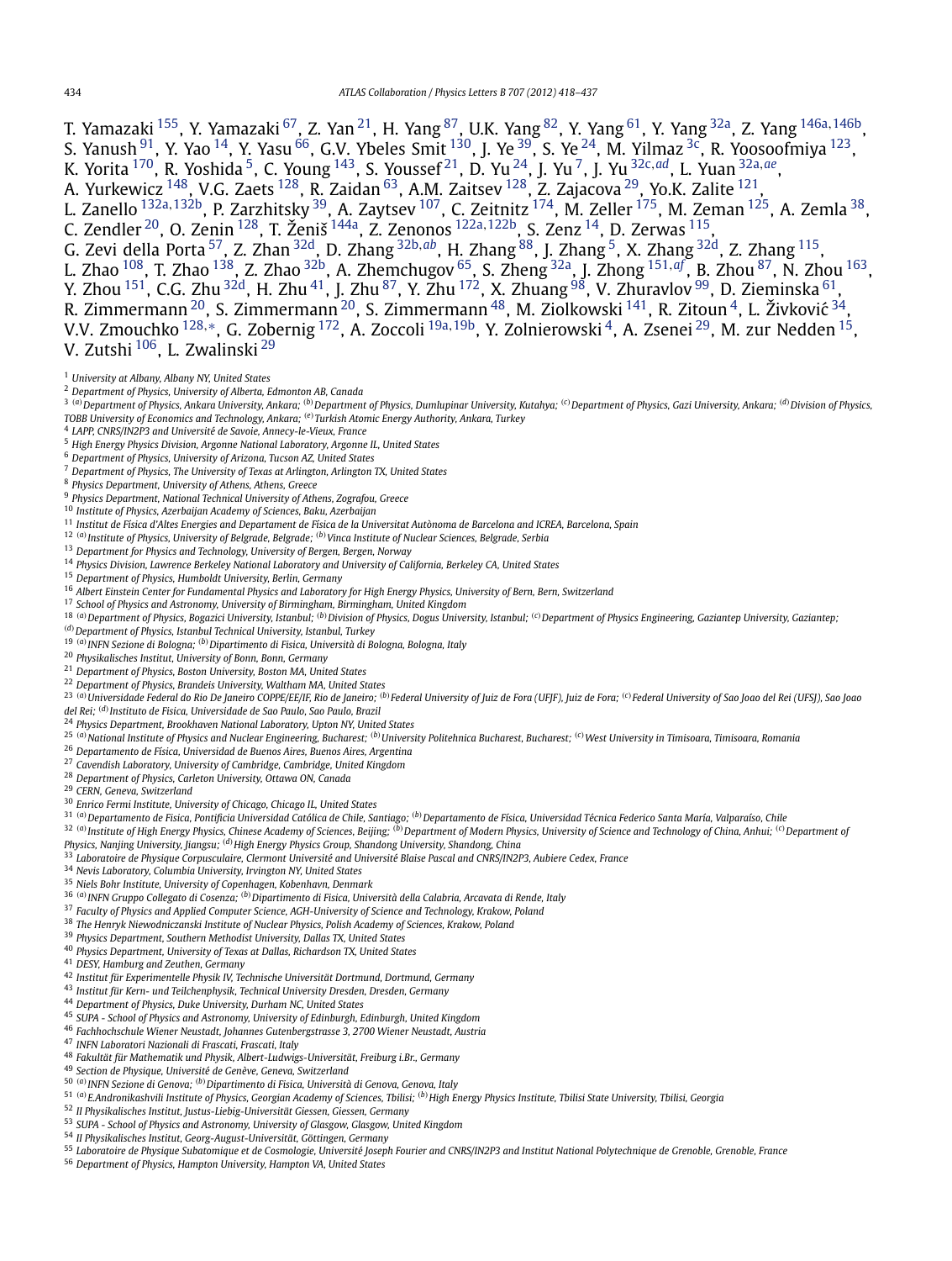T. Yamazaki [155], Y. Yamazaki [67], Z. Yan [21], H. Yang [87], U.K. Yang [82], Y. Yang [61], Y. Yang [32a], Z. Yang [146a,146b], S. Yanush [91], Y. Yao [14], Y. Yasu [66], G.V. Ybeles Smit [130], J. Ye [39], S. Ye [24], M. Yilmaz [3c], R. Yoosoofmiya [123], K. Yorita [170], R. Yoshida [5], C. Young [143], S. Youssef [21], D. Yu [24], J. Yu [7], J. Yu [32c,ad], L. Yuan [32a,ae], A. Yurkewicz [148], V.G. Zaets [128], R. Zaidan [63], A.M. Zaitsev [128], Z. Zajacova [29], Yo.K. Zalite [121], L. Zanello [132a,132b], P. Zarzhitsky [39], A. Zaytsev [107], C. Zeitnitz [174], M. Zeller [175], M. Zeman [125], A. Zemla [38], C. Zendler [20], O. Zenin [128], T. Ženiš [144a], Z. Zenonos [122a,122b], S. Zenz [14], D. Zerwas [115], G. Zevi della Porta [57], Z. Zhan [32d], D. Zhang [32b,ab], H. Zhang [88], J. Zhang [5], X. Zhang [32d], Z. Zhang [115], L. Zhao [108], T. Zhao [138], Z. Zhao [32b], A. Zhemchugov [65], S. Zheng [32a], J. Zhong [151,af], B. Zhou [87], N. Zhou [163], Y. Zhou [151], C.G. Zhu [32d], H. Zhu [41], J. Zhu [87], Y. Zhu [172], X. Zhuang [98], V. Zhuravlov [99], D. Zieminska [61], R. Zimmermann [20], S. Zimmermann [20], S. Zimmermann [48], M. Ziolkowski [141], R. Zitoun [4], L. Živković [34], V.V. Zmouchko [128,*], G. Zobernig [172], A. Zoccoli [19a,19b], Y. Zolnierowski [4], A. Zsenei [29], M. zur Nedden [15], V. Zutshi [106], L. Zwalinski [29]

[1] *University at Albany, Albany NY, United States*
[2] *Department of Physics, University of Alberta, Edmonton AB, Canada*
[3] [(a)] *Department of Physics, Ankara University, Ankara;* [(b)] *Department of Physics, Dumlupinar University, Kutahya;* [(c)] *Department of Physics, Gazi University, Ankara;* [(d)] *Division of Physics, TOBB University of Economics and Technology, Ankara;* [(e)] *Turkish Atomic Energy Authority, Ankara, Turkey*
[4] *LAPP, CNRS/IN2P3 and Université de Savoie, Annecy-le-Vieux, France*
[5] *High Energy Physics Division, Argonne National Laboratory, Argonne IL, United States*
[6] *Department of Physics, University of Arizona, Tucson AZ, United States*
[7] *Department of Physics, The University of Texas at Arlington, Arlington TX, United States*
[8] *Physics Department, University of Athens, Athens, Greece*
[9] *Physics Department, National Technical University of Athens, Zografou, Greece*
[10] *Institute of Physics, Azerbaijan Academy of Sciences, Baku, Azerbaijan*
[11] *Institut de Física d'Altes Energies and Departament de Física de la Universitat Autònoma de Barcelona and ICREA, Barcelona, Spain*
[12] [(a)] *Institute of Physics, University of Belgrade, Belgrade;* [(b)] *Vinca Institute of Nuclear Sciences, Belgrade, Serbia*
[13] *Department for Physics and Technology, University of Bergen, Bergen, Norway*
[14] *Physics Division, Lawrence Berkeley National Laboratory and University of California, Berkeley CA, United States*
[15] *Department of Physics, Humboldt University, Berlin, Germany*
[16] *Albert Einstein Center for Fundamental Physics and Laboratory for High Energy Physics, University of Bern, Bern, Switzerland*
[17] *School of Physics and Astronomy, University of Birmingham, Birmingham, United Kingdom*
[18] [(a)] *Department of Physics, Bogazici University, Istanbul;* [(b)] *Division of Physics, Dogus University, Istanbul;* [(c)] *Department of Physics Engineering, Gaziantep University, Gaziantep;* [(d)] *Department of Physics, Istanbul Technical University, Istanbul, Turkey*
[19] [(a)] *INFN Sezione di Bologna;* [(b)] *Dipartimento di Fisica, Università di Bologna, Bologna, Italy*
[20] *Physikalisches Institut, University of Bonn, Bonn, Germany*
[21] *Department of Physics, Boston University, Boston MA, United States*
[22] *Department of Physics, Brandeis University, Waltham MA, United States*
[23] [(a)] *Universidade Federal do Rio De Janeiro COPPE/EE/IF, Rio de Janeiro;* [(b)] *Federal University of Juiz de Fora (UFJF), Juiz de Fora;* [(c)] *Federal University of Sao Joao del Rei (UFSJ), Sao Joao del Rei;* [(d)] *Instituto de Fisica, Universidade de Sao Paulo, Sao Paulo, Brazil*
[24] *Physics Department, Brookhaven National Laboratory, Upton NY, United States*
[25] [(a)] *National Institute of Physics and Nuclear Engineering, Bucharest;* [(b)] *University Politehnica Bucharest, Bucharest;* [(c)] *West University in Timisoara, Timisoara, Romania*
[26] *Departamento de Física, Universidad de Buenos Aires, Buenos Aires, Argentina*
[27] *Cavendish Laboratory, University of Cambridge, Cambridge, United Kingdom*
[28] *Department of Physics, Carleton University, Ottawa ON, Canada*
[29] *CERN, Geneva, Switzerland*
[30] *Enrico Fermi Institute, University of Chicago, Chicago IL, United States*
[31] [(a)] *Departamento de Fisica, Pontificia Universidad Católica de Chile, Santiago;* [(b)] *Departamento de Física, Universidad Técnica Federico Santa María, Valparaíso, Chile*
[32] [(a)] *Institute of High Energy Physics, Chinese Academy of Sciences, Beijing;* [(b)] *Department of Modern Physics, University of Science and Technology of China, Anhui;* [(c)] *Department of Physics, Nanjing University, Jiangsu;* [(d)] *High Energy Physics Group, Shandong University, Shandong, China*
[33] *Laboratoire de Physique Corpusculaire, Clermont Université and Université Blaise Pascal and CNRS/IN2P3, Aubiere Cedex, France*
[34] *Nevis Laboratory, Columbia University, Irvington NY, United States*
[35] *Niels Bohr Institute, University of Copenhagen, Kobenhavn, Denmark*
[36] [(a)] *INFN Gruppo Collegato di Cosenza;* [(b)] *Dipartimento di Fisica, Università della Calabria, Arcavata di Rende, Italy*
[37] *Faculty of Physics and Applied Computer Science, AGH-University of Science and Technology, Krakow, Poland*
[38] *The Henryk Niewodniczanski Institute of Nuclear Physics, Polish Academy of Sciences, Krakow, Poland*
[39] *Physics Department, Southern Methodist University, Dallas TX, United States*
[40] *Physics Department, University of Texas at Dallas, Richardson TX, United States*
[41] *DESY, Hamburg and Zeuthen, Germany*
[42] *Institut für Experimentelle Physik IV, Technische Universität Dortmund, Dortmund, Germany*
[43] *Institut für Kern- und Teilchenphysik, Technical University Dresden, Dresden, Germany*
[44] *Department of Physics, Duke University, Durham NC, United States*
[45] *SUPA - School of Physics and Astronomy, University of Edinburgh, Edinburgh, United Kingdom*
[46] *Fachhochschule Wiener Neustadt, Johannes Gutenbergstrasse 3, 2700 Wiener Neustadt, Austria*
[47] *INFN Laboratori Nazionali di Frascati, Frascati, Italy*
[48] *Fakultät für Mathematik und Physik, Albert-Ludwigs-Universität, Freiburg i.Br., Germany*
[49] *Section de Physique, Université de Genève, Geneva, Switzerland*
[50] [(a)] *INFN Sezione di Genova;* [(b)] *Dipartimento di Fisica, Università di Genova, Genova, Italy*
[51] [(a)] *E.Andronikashvili Institute of Physics, Georgian Academy of Sciences, Tbilisi;* [(b)] *High Energy Physics Institute, Tbilisi State University, Tbilisi, Georgia*
[52] *II Physikalisches Institut, Justus-Liebig-Universität Giessen, Giessen, Germany*
[53] *SUPA - School of Physics and Astronomy, University of Glasgow, Glasgow, United Kingdom*
[54] *II Physikalisches Institut, Georg-August-Universität, Göttingen, Germany*
[55] *Laboratoire de Physique Subatomique et de Cosmologie, Université Joseph Fourier and CNRS/IN2P3 and Institut National Polytechnique de Grenoble, Grenoble, France*
[56] *Department of Physics, Hampton University, Hampton VA, United States*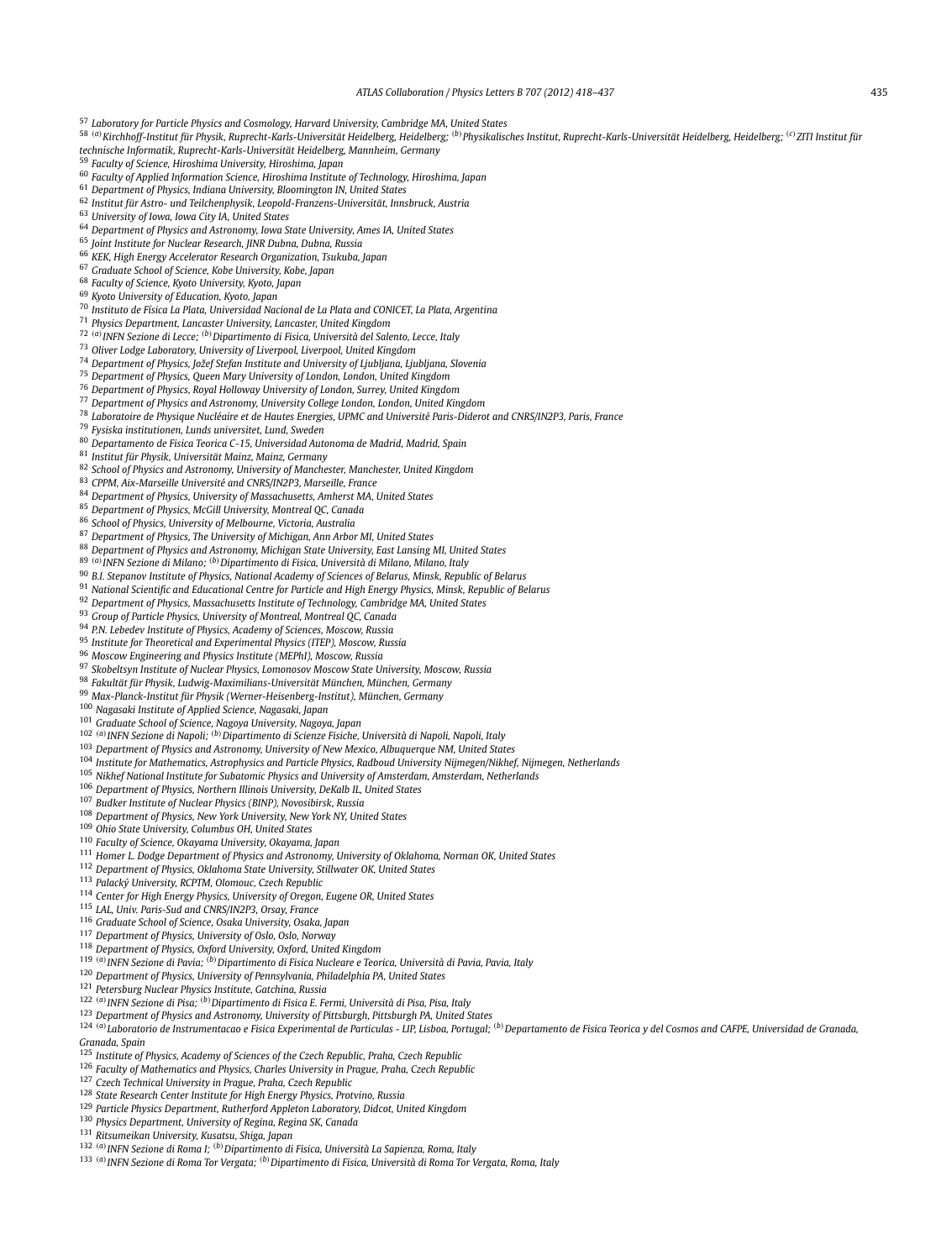[57] Laboratory for Particle Physics and Cosmology, Harvard University, Cambridge MA, United States
[58] [(a)] Kirchhoff-Institut für Physik, Ruprecht-Karls-Universität Heidelberg, Heidelberg; [(b)] Physikalisches Institut, Ruprecht-Karls-Universität Heidelberg, Heidelberg; [(c)] ZITI Institut für technische Informatik, Ruprecht-Karls-Universität Heidelberg, Mannheim, Germany
[59] Faculty of Science, Hiroshima University, Hiroshima, Japan
[60] Faculty of Applied Information Science, Hiroshima Institute of Technology, Hiroshima, Japan
[61] Department of Physics, Indiana University, Bloomington IN, United States
[62] Institut für Astro- und Teilchenphysik, Leopold-Franzens-Universität, Innsbruck, Austria
[63] University of Iowa, Iowa City IA, United States
[64] Department of Physics and Astronomy, Iowa State University, Ames IA, United States
[65] Joint Institute for Nuclear Research, JINR Dubna, Dubna, Russia
[66] KEK, High Energy Accelerator Research Organization, Tsukuba, Japan
[67] Graduate School of Science, Kobe University, Kobe, Japan
[68] Faculty of Science, Kyoto University, Kyoto, Japan
[69] Kyoto University of Education, Kyoto, Japan
[70] Instituto de Física La Plata, Universidad Nacional de La Plata and CONICET, La Plata, Argentina
[71] Physics Department, Lancaster University, Lancaster, United Kingdom
[72] [(a)] INFN Sezione di Lecce; [(b)] Dipartimento di Fisica, Università del Salento, Lecce, Italy
[73] Oliver Lodge Laboratory, University of Liverpool, Liverpool, United Kingdom
[74] Department of Physics, Jožef Stefan Institute and University of Ljubljana, Ljubljana, Slovenia
[75] Department of Physics, Queen Mary University of London, London, United Kingdom
[76] Department of Physics, Royal Holloway University of London, Surrey, United Kingdom
[77] Department of Physics and Astronomy, University College London, London, United Kingdom
[78] Laboratoire de Physique Nucléaire et de Hautes Energies, UPMC and Université Paris-Diderot and CNRS/IN2P3, Paris, France
[79] Fysiska institutionen, Lunds universitet, Lund, Sweden
[80] Departamento de Fisica Teorica C-15, Universidad Autonoma de Madrid, Madrid, Spain
[81] Institut für Physik, Universität Mainz, Mainz, Germany
[82] School of Physics and Astronomy, University of Manchester, Manchester, United Kingdom
[83] CPPM, Aix-Marseille Université and CNRS/IN2P3, Marseille, France
[84] Department of Physics, University of Massachusetts, Amherst MA, United States
[85] Department of Physics, McGill University, Montreal QC, Canada
[86] School of Physics, University of Melbourne, Victoria, Australia
[87] Department of Physics, The University of Michigan, Ann Arbor MI, United States
[88] Department of Physics and Astronomy, Michigan State University, East Lansing MI, United States
[89] [(a)] INFN Sezione di Milano; [(b)] Dipartimento di Fisica, Università di Milano, Milano, Italy
[90] B.I. Stepanov Institute of Physics, National Academy of Sciences of Belarus, Minsk, Republic of Belarus
[91] National Scientific and Educational Centre for Particle and High Energy Physics, Minsk, Republic of Belarus
[92] Department of Physics, Massachusetts Institute of Technology, Cambridge MA, United States
[93] Group of Particle Physics, University of Montreal, Montreal QC, Canada
[94] P.N. Lebedev Institute of Physics, Academy of Sciences, Moscow, Russia
[95] Institute for Theoretical and Experimental Physics (ITEP), Moscow, Russia
[96] Moscow Engineering and Physics Institute (MEPhI), Moscow, Russia
[97] Skobeltsyn Institute of Nuclear Physics, Lomonosov Moscow State University, Moscow, Russia
[98] Fakultät für Physik, Ludwig-Maximilians-Universität München, München, Germany
[99] Max-Planck-Institut für Physik (Werner-Heisenberg-Institut), München, Germany
[100] Nagasaki Institute of Applied Science, Nagasaki, Japan
[101] Graduate School of Science, Nagoya University, Nagoya, Japan
[102] [(a)] INFN Sezione di Napoli; [(b)] Dipartimento di Scienze Fisiche, Università di Napoli, Napoli, Italy
[103] Department of Physics and Astronomy, University of New Mexico, Albuquerque NM, United States
[104] Institute for Mathematics, Astrophysics and Particle Physics, Radboud University Nijmegen/Nikhef, Nijmegen, Netherlands
[105] Nikhef National Institute for Subatomic Physics and University of Amsterdam, Amsterdam, Netherlands
[106] Department of Physics, Northern Illinois University, DeKalb IL, United States
[107] Budker Institute of Nuclear Physics (BINP), Novosibirsk, Russia
[108] Department of Physics, New York University, New York NY, United States
[109] Ohio State University, Columbus OH, United States
[110] Faculty of Science, Okayama University, Okayama, Japan
[111] Homer L. Dodge Department of Physics and Astronomy, University of Oklahoma, Norman OK, United States
[112] Department of Physics, Oklahoma State University, Stillwater OK, United States
[113] Palacký University, RCPTM, Olomouc, Czech Republic
[114] Center for High Energy Physics, University of Oregon, Eugene OR, United States
[115] LAL, Univ. Paris-Sud and CNRS/IN2P3, Orsay, France
[116] Graduate School of Science, Osaka University, Osaka, Japan
[117] Department of Physics, University of Oslo, Oslo, Norway
[118] Department of Physics, Oxford University, Oxford, United Kingdom
[119] [(a)] INFN Sezione di Pavia; [(b)] Dipartimento di Fisica Nucleare e Teorica, Università di Pavia, Pavia, Italy
[120] Department of Physics, University of Pennsylvania, Philadelphia PA, United States
[121] Petersburg Nuclear Physics Institute, Gatchina, Russia
[122] [(a)] INFN Sezione di Pisa; [(b)] Dipartimento di Fisica E. Fermi, Università di Pisa, Pisa, Italy
[123] Department of Physics and Astronomy, University of Pittsburgh, Pittsburgh PA, United States
[124] [(a)] Laboratorio de Instrumentacao e Fisica Experimental de Particulas - LIP, Lisboa, Portugal; [(b)] Departamento de Fisica Teorica y del Cosmos and CAFPE, Universidad de Granada, Granada, Spain
[125] Institute of Physics, Academy of Sciences of the Czech Republic, Praha, Czech Republic
[126] Faculty of Mathematics and Physics, Charles University in Prague, Praha, Czech Republic
[127] Czech Technical University in Prague, Praha, Czech Republic
[128] State Research Center Institute for High Energy Physics, Protvino, Russia
[129] Particle Physics Department, Rutherford Appleton Laboratory, Didcot, United Kingdom
[130] Physics Department, University of Regina, Regina SK, Canada
[131] Ritsumeikan University, Kusatsu, Shiga, Japan
[132] [(a)] INFN Sezione di Roma I; [(b)] Dipartimento di Fisica, Università La Sapienza, Roma, Italy
[133] [(a)] INFN Sezione di Roma Tor Vergata; [(b)] Dipartimento di Fisica, Università di Roma Tor Vergata, Roma, Italy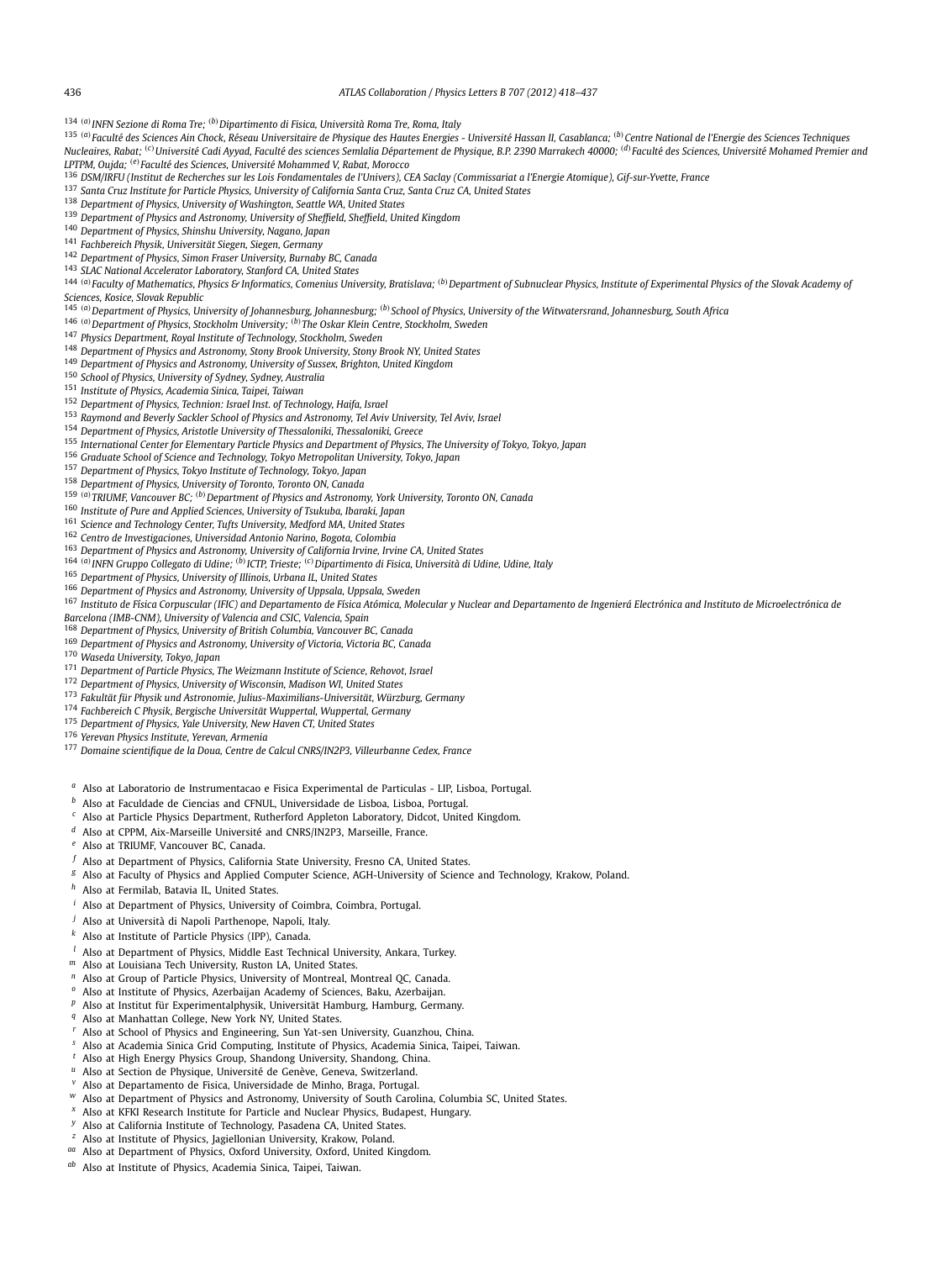[134] [(a)] INFN Sezione di Roma Tre; [(b)] Dipartimento di Fisica, Università Roma Tre, Roma, Italy

[135] [(a)] Faculté des Sciences Ain Chock, Réseau Universitaire de Physique des Hautes Energies - Université Hassan II, Casablanca; [(b)] Centre National de l'Energie des Sciences Techniques Nucleaires, Rabat; [(c)] Université Cadi Ayyad, Faculté des sciences Semlalia Département de Physique, B.P. 2390 Marrakech 40000; [(d)] Faculté des Sciences, Université Mohamed Premier and LPTPM, Oujda; [(e)] Faculté des Sciences, Université Mohammed V, Rabat, Morocco

[136] DSM/IRFU (Institut de Recherches sur les Lois Fondamentales de l'Univers), CEA Saclay (Commissariat a l'Energie Atomique), Gif-sur-Yvette, France

[137] Santa Cruz Institute for Particle Physics, University of California Santa Cruz, Santa Cruz CA, United States

[138] Department of Physics, University of Washington, Seattle WA, United States

[139] Department of Physics and Astronomy, University of Sheffield, Sheffield, United Kingdom

[140] Department of Physics, Shinshu University, Nagano, Japan

[141] Fachbereich Physik, Universität Siegen, Siegen, Germany

[142] Department of Physics, Simon Fraser University, Burnaby BC, Canada

[143] SLAC National Accelerator Laboratory, Stanford CA, United States

[144] [(a)] Faculty of Mathematics, Physics & Informatics, Comenius University, Bratislava; [(b)] Department of Subnuclear Physics, Institute of Experimental Physics of the Slovak Academy of Sciences, Kosice, Slovak Republic

[145] [(a)] Department of Physics, University of Johannesburg, Johannesburg; [(b)] School of Physics, University of the Witwatersrand, Johannesburg, South Africa

[146] [(a)] Department of Physics, Stockholm University; [(b)] The Oskar Klein Centre, Stockholm, Sweden

[147] Physics Department, Royal Institute of Technology, Stockholm, Sweden

[148] Department of Physics and Astronomy, Stony Brook University, Stony Brook NY, United States

[149] Department of Physics and Astronomy, University of Sussex, Brighton, United Kingdom

[150] School of Physics, University of Sydney, Sydney, Australia

[151] Institute of Physics, Academia Sinica, Taipei, Taiwan

[152] Department of Physics, Technion: Israel Inst. of Technology, Haifa, Israel

[153] Raymond and Beverly Sackler School of Physics and Astronomy, Tel Aviv University, Tel Aviv, Israel

[154] Department of Physics, Aristotle University of Thessaloniki, Thessaloniki, Greece

[155] International Center for Elementary Particle Physics and Department of Physics, The University of Tokyo, Tokyo, Japan

[156] Graduate School of Science and Technology, Tokyo Metropolitan University, Tokyo, Japan

[157] Department of Physics, Tokyo Institute of Technology, Tokyo, Japan

[158] Department of Physics, University of Toronto, Toronto ON, Canada

[159] [(a)] TRIUMF, Vancouver BC; [(b)] Department of Physics and Astronomy, York University, Toronto ON, Canada

[160] Institute of Pure and Applied Sciences, University of Tsukuba, Ibaraki, Japan

[161] Science and Technology Center, Tufts University, Medford MA, United States

[162] Centro de Investigaciones, Universidad Antonio Narino, Bogota, Colombia

[163] Department of Physics and Astronomy, University of California Irvine, Irvine CA, United States

[164] [(a)] INFN Gruppo Collegato di Udine; [(b)] ICTP, Trieste; [(c)] Dipartimento di Fisica, Università di Udine, Udine, Italy

[165] Department of Physics, University of Illinois, Urbana IL, United States

[166] Department of Physics and Astronomy, University of Uppsala, Uppsala, Sweden

[167] Instituto de Física Corpuscular (IFIC) and Departamento de Física Atómica, Molecular y Nuclear and Departamento de Ingenierá Electrónica and Instituto de Microelectrónica de Barcelona (IMB-CNM), University of Valencia and CSIC, Valencia, Spain

[168] Department of Physics, University of British Columbia, Vancouver BC, Canada

[169] Department of Physics and Astronomy, University of Victoria, Victoria BC, Canada

[170] Waseda University, Tokyo, Japan

[171] Department of Particle Physics, The Weizmann Institute of Science, Rehovot, Israel

[172] Department of Physics, University of Wisconsin, Madison WI, United States

[173] Fakultät für Physik und Astronomie, Julius-Maximilians-Universität, Würzburg, Germany

[174] Fachbereich C Physik, Bergische Universität Wuppertal, Wuppertal, Germany

[175] Department of Physics, Yale University, New Haven CT, United States

[176] Yerevan Physics Institute, Yerevan, Armenia

[177] Domaine scientifique de la Doua, Centre de Calcul CNRS/IN2P3, Villeurbanne Cedex, France

[a] Also at Laboratorio de Instrumentacao e Fisica Experimental de Particulas - LIP, Lisboa, Portugal.

[b] Also at Faculdade de Ciencias and CFNUL, Universidade de Lisboa, Lisboa, Portugal.

[c] Also at Particle Physics Department, Rutherford Appleton Laboratory, Didcot, United Kingdom.

[d] Also at CPPM, Aix-Marseille Université and CNRS/IN2P3, Marseille, France.

[e] Also at TRIUMF, Vancouver BC, Canada.

[f] Also at Department of Physics, California State University, Fresno CA, United States.

[g] Also at Faculty of Physics and Applied Computer Science, AGH-University of Science and Technology, Krakow, Poland.

[h] Also at Fermilab, Batavia IL, United States.

[i] Also at Department of Physics, University of Coimbra, Coimbra, Portugal.

[j] Also at Università di Napoli Parthenope, Napoli, Italy.

[k] Also at Institute of Particle Physics (IPP), Canada.

[l] Also at Department of Physics, Middle East Technical University, Ankara, Turkey.

[m] Also at Louisiana Tech University, Ruston LA, United States.

[n] Also at Group of Particle Physics, University of Montreal, Montreal QC, Canada.

[o] Also at Institute of Physics, Azerbaijan Academy of Sciences, Baku, Azerbaijan.

[p] Also at Institut für Experimentalphysik, Universität Hamburg, Hamburg, Germany.

[q] Also at Manhattan College, New York NY, United States.

[r] Also at School of Physics and Engineering, Sun Yat-sen University, Guanzhou, China.

[s] Also at Academia Sinica Grid Computing, Institute of Physics, Academia Sinica, Taipei, Taiwan.

[t] Also at High Energy Physics Group, Shandong University, Shandong, China.

[u] Also at Section de Physique, Université de Genève, Geneva, Switzerland.

[v] Also at Departamento de Fisica, Universidade de Minho, Braga, Portugal.

[w] Also at Department of Physics and Astronomy, University of South Carolina, Columbia SC, United States.

[x] Also at KFKI Research Institute for Particle and Nuclear Physics, Budapest, Hungary.

[y] Also at California Institute of Technology, Pasadena CA, United States.

[z] Also at Institute of Physics, Jagiellonian University, Krakow, Poland.

[aa] Also at Department of Physics, Oxford University, Oxford, United Kingdom.

[ab] Also at Institute of Physics, Academia Sinica, Taipei, Taiwan.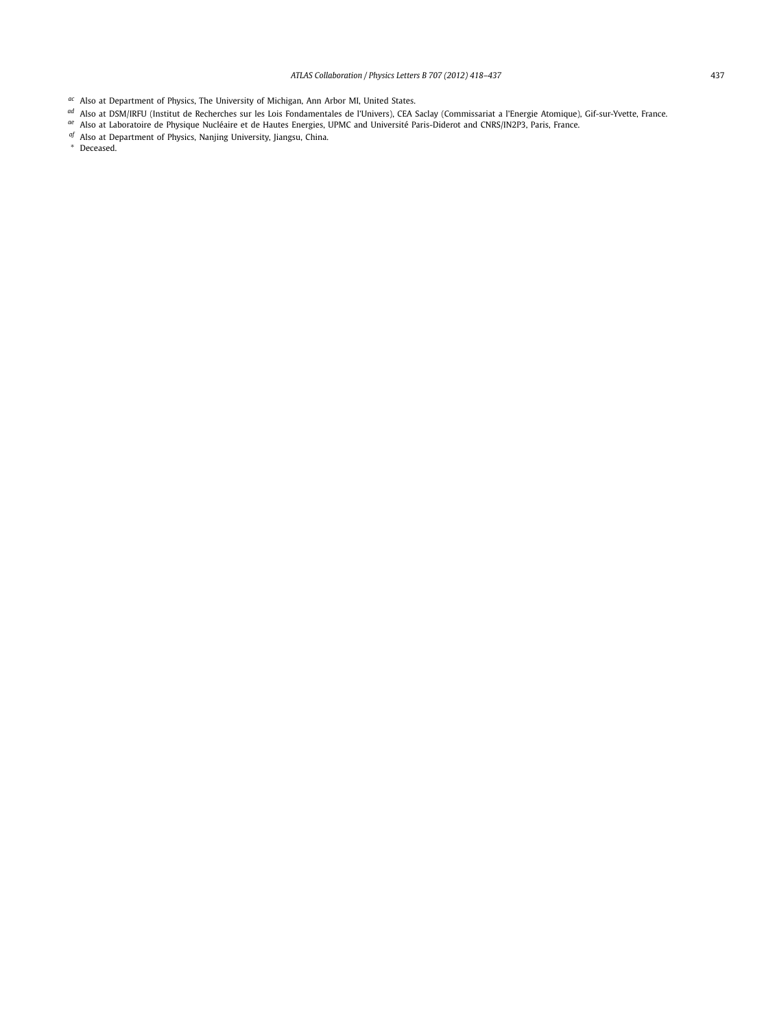[ac] Also at Department of Physics, The University of Michigan, Ann Arbor MI, United States.

[ad] Also at DSM/IRFU (Institut de Recherches sur les Lois Fondamentales de l'Univers), CEA Saclay (Commissariat a l'Energie Atomique), Gif-sur-Yvette, France.

[ae] Also at Laboratoire de Physique Nucléaire et de Hautes Energies, UPMC and Université Paris-Diderot and CNRS/IN2P3, Paris, France.

[af] Also at Department of Physics, Nanjing University, Jiangsu, China.

[*] Deceased.